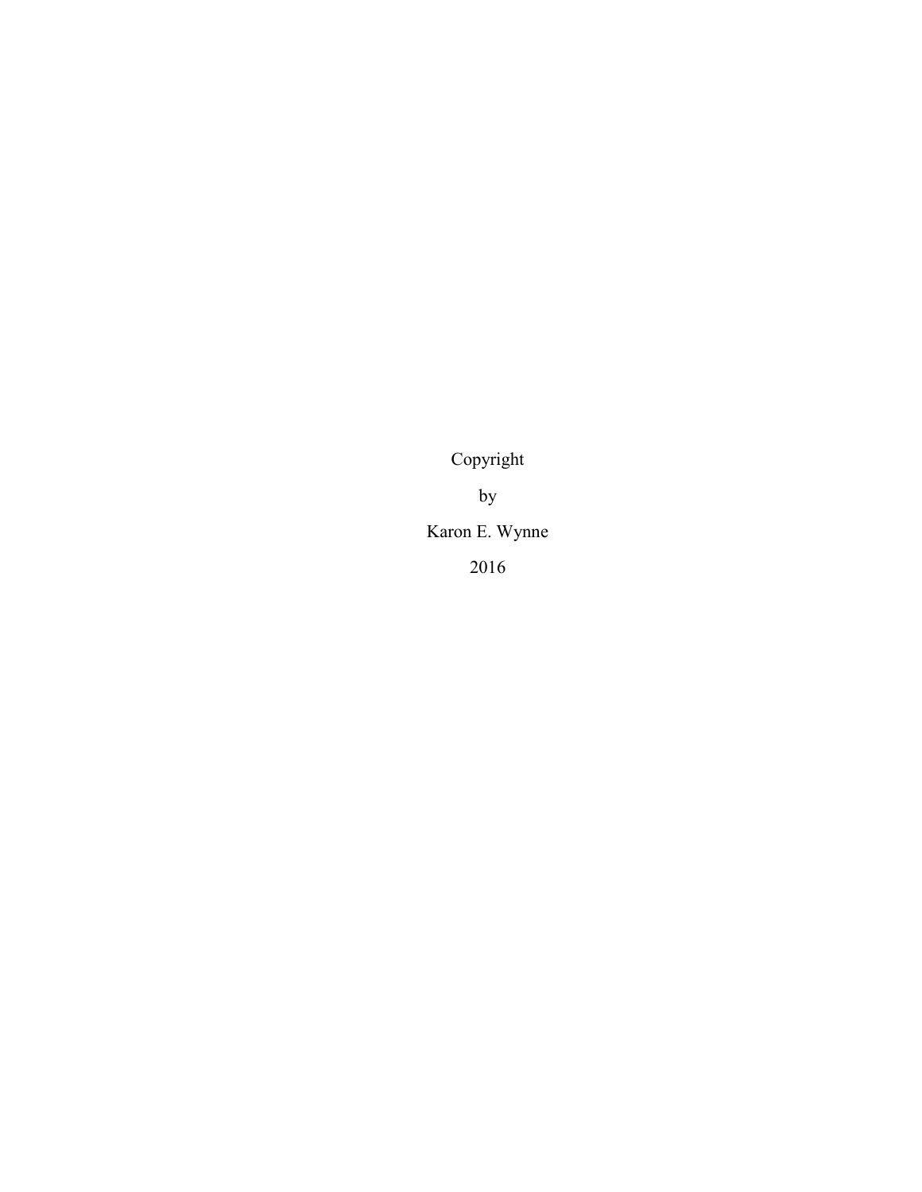Copyright

by

Karon E. Wynne

2016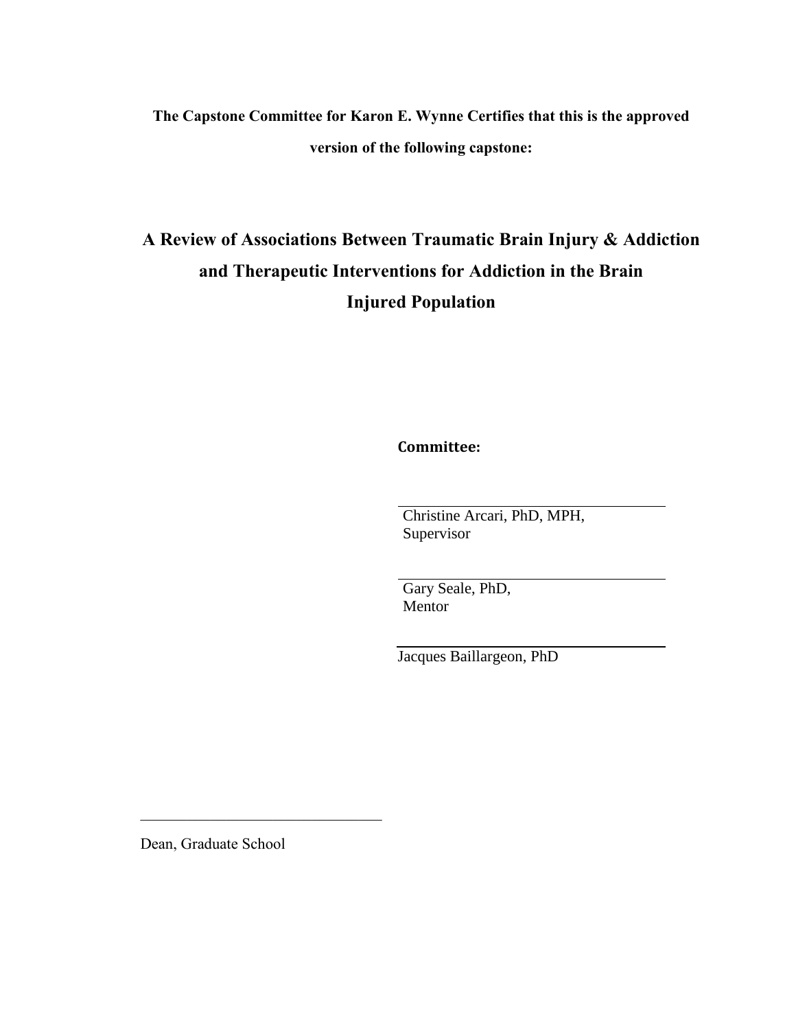**The Capstone Committee for Karon E. Wynne Certifies that this is the approved version of the following capstone:**

# A Review of Associations Between Traumatic Brain Injury & Addiction and Therapeutic Interventions for Addiction in the Brain Injured Population

**Committee:**

Christine Arcari, PhD, MPH,
Supervisor

Gary Seale, PhD,
Mentor

Jacques Baillargeon, PhD

Dean, Graduate School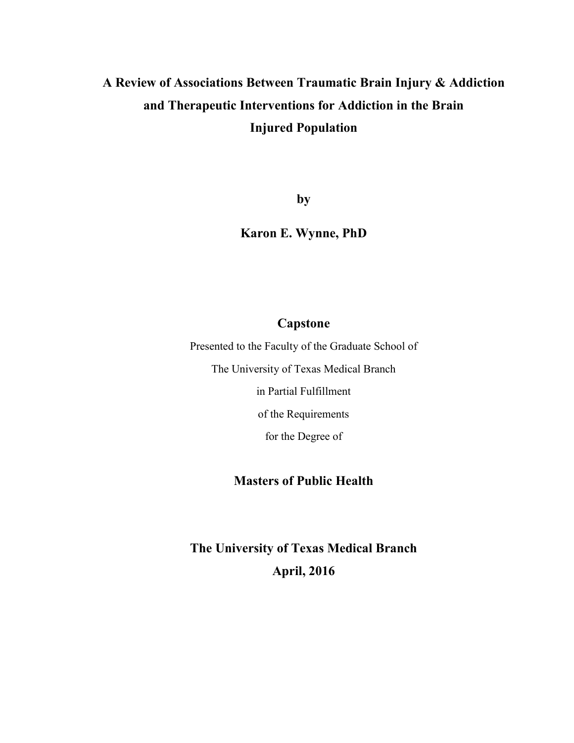# A Review of Associations Between Traumatic Brain Injury & Addiction and Therapeutic Interventions for Addiction in the Brain Injured Population

**by**

**Karon E. Wynne, PhD**

## Capstone

Presented to the Faculty of the Graduate School of

The University of Texas Medical Branch

in Partial Fulfillment

of the Requirements

for the Degree of

## Masters of Public Health

**The University of Texas Medical Branch**

**April, 2016**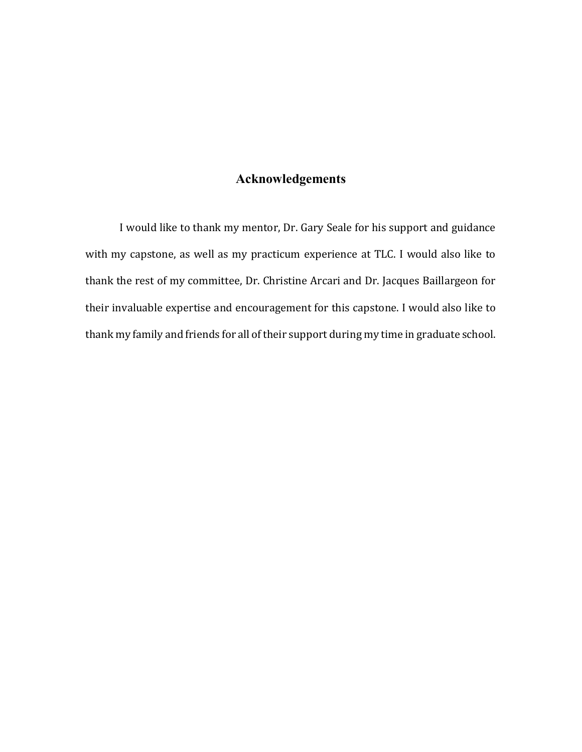# Acknowledgements

I would like to thank my mentor, Dr. Gary Seale for his support and guidance with my capstone, as well as my practicum experience at TLC. I would also like to thank the rest of my committee, Dr. Christine Arcari and Dr. Jacques Baillargeon for their invaluable expertise and encouragement for this capstone. I would also like to thank my family and friends for all of their support during my time in graduate school.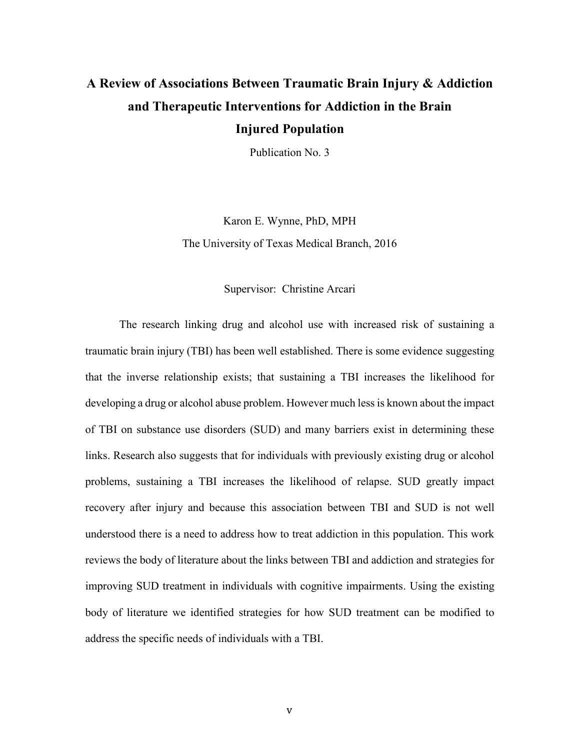# A Review of Associations Between Traumatic Brain Injury & Addiction and Therapeutic Interventions for Addiction in the Brain Injured Population

Publication No. 3

Karon E. Wynne, PhD, MPH

The University of Texas Medical Branch, 2016

Supervisor: Christine Arcari

The research linking drug and alcohol use with increased risk of sustaining a traumatic brain injury (TBI) has been well established. There is some evidence suggesting that the inverse relationship exists; that sustaining a TBI increases the likelihood for developing a drug or alcohol abuse problem. However much less is known about the impact of TBI on substance use disorders (SUD) and many barriers exist in determining these links. Research also suggests that for individuals with previously existing drug or alcohol problems, sustaining a TBI increases the likelihood of relapse. SUD greatly impact recovery after injury and because this association between TBI and SUD is not well understood there is a need to address how to treat addiction in this population. This work reviews the body of literature about the links between TBI and addiction and strategies for improving SUD treatment in individuals with cognitive impairments. Using the existing body of literature we identified strategies for how SUD treatment can be modified to address the specific needs of individuals with a TBI.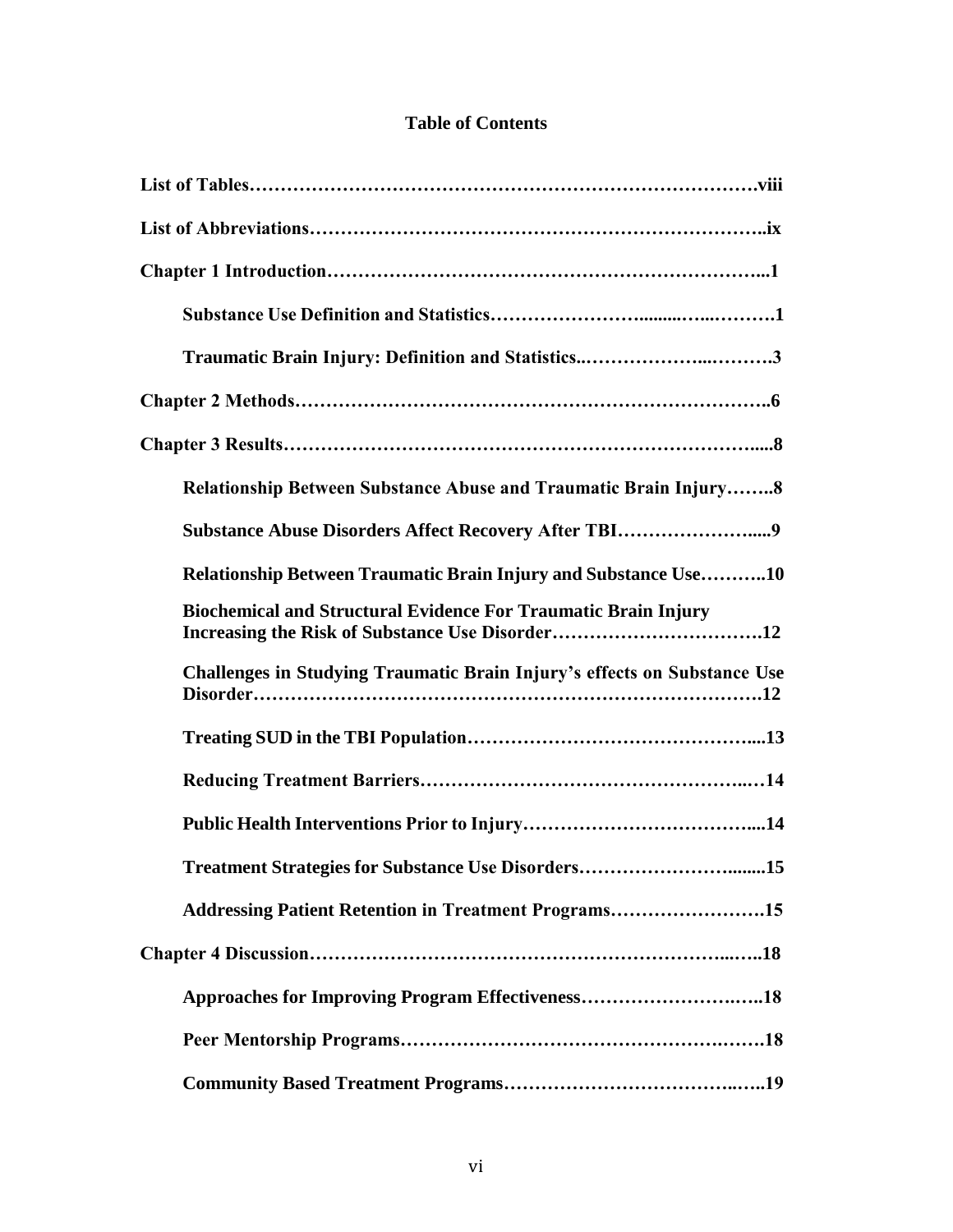# Table of Contents

**List of Tables……………………………………………………………………….viii**

**List of Abbreviations……………………………………………………………..ix**

**Chapter 1 Introduction…………………………………………………………...1**

**Substance Use Definition and Statistics…………………….........…...……….1**

**Traumatic Brain Injury: Definition and Statistics..……………...……….3**

**Chapter 2 Methods……………………………………………………………….6**

**Chapter 3 Results……………………………………………………………….....8**

**Relationship Between Substance Abuse and Traumatic Brain Injury……..8**

**Substance Abuse Disorders Affect Recovery After TBI………………….....9**

**Relationship Between Traumatic Brain Injury and Substance Use………..10**

**Biochemical and Structural Evidence For Traumatic Brain Injury Increasing the Risk of Substance Use Disorder…………………………….12**

**Challenges in Studying Traumatic Brain Injury's effects on Substance Use Disorder……………………………………………………………………….12**

**Treating SUD in the TBI Population……………………………………....13**

**Reducing Treatment Barriers………………………………………….…14**

**Public Health Interventions Prior to Injury………………………………....14**

**Treatment Strategies for Substance Use Disorders……………………........15**

**Addressing Patient Retention in Treatment Programs…………………….15**

**Chapter 4 Discussion……………………………………………………...…..18**

**Approaches for Improving Program Effectiveness……………………….…..18**

**Peer Mentorship Programs……………………………………….…….18**

**Community Based Treatment Programs……………………………...…..19**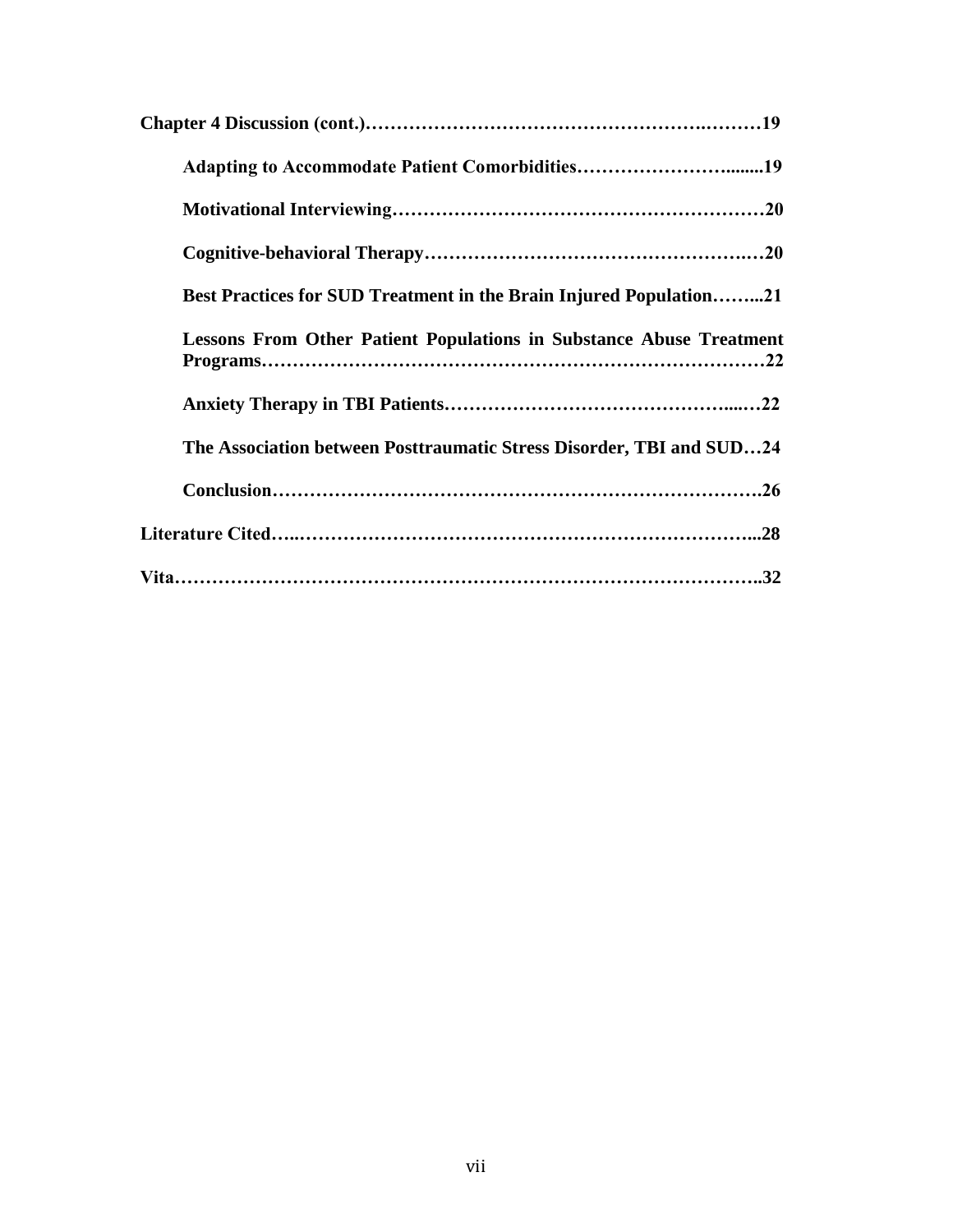**Chapter 4 Discussion (cont.)……………………………………………….………19**

- **Adapting to Accommodate Patient Comorbidities……………………........19**
- **Motivational Interviewing…………………………………………………20**
- **Cognitive-behavioral Therapy…………………………………………….…20**
- **Best Practices for SUD Treatment in the Brain Injured Population……...21**
- **Lessons From Other Patient Populations in Substance Abuse Treatment Programs……………………………………………………………………22**
- **Anxiety Therapy in TBI Patients……………………………………....…22**
- **The Association between Posttraumatic Stress Disorder, TBI and SUD…24**
- **Conclusion…………………………………………………………………….26**

**Literature Cited…..……………………………………………………………...28**

**Vita……………………………………………………………………………..32**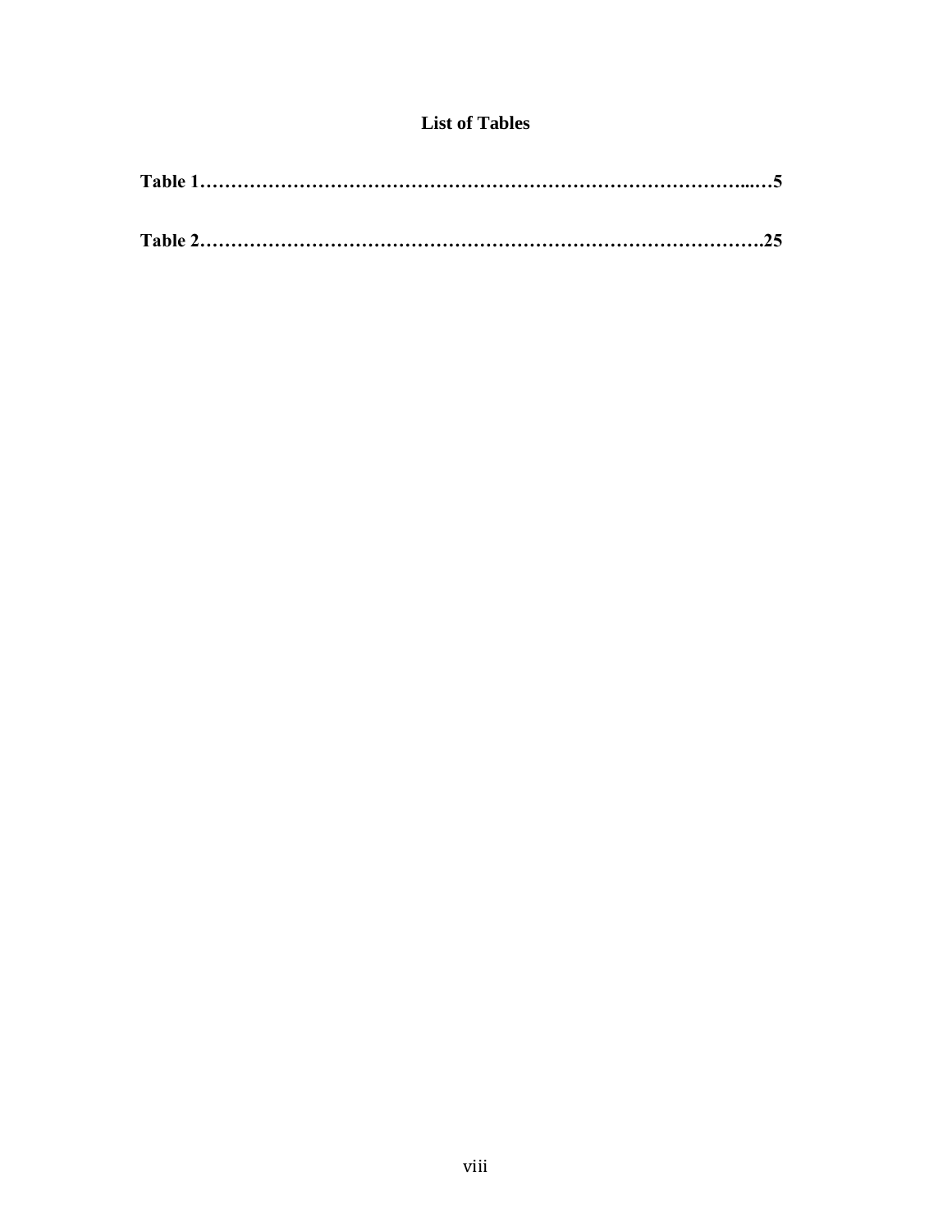# List of Tables

**Table 1……………………………………………………………………………...…5**

**Table 2…………………………………………………………………………….25**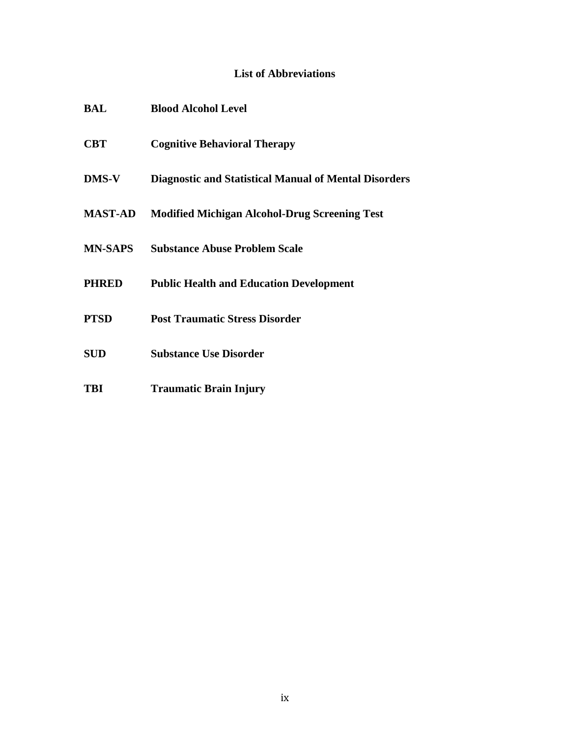## List of Abbreviations

| | |
|---|---|
| **BAL** | **Blood Alcohol Level** |
| **CBT** | **Cognitive Behavioral Therapy** |
| **DMS-V** | **Diagnostic and Statistical Manual of Mental Disorders** |
| **MAST-AD** | **Modified Michigan Alcohol-Drug Screening Test** |
| **MN-SAPS** | **Substance Abuse Problem Scale** |
| **PHRED** | **Public Health and Education Development** |
| **PTSD** | **Post Traumatic Stress Disorder** |
| **SUD** | **Substance Use Disorder** |
| **TBI** | **Traumatic Brain Injury** |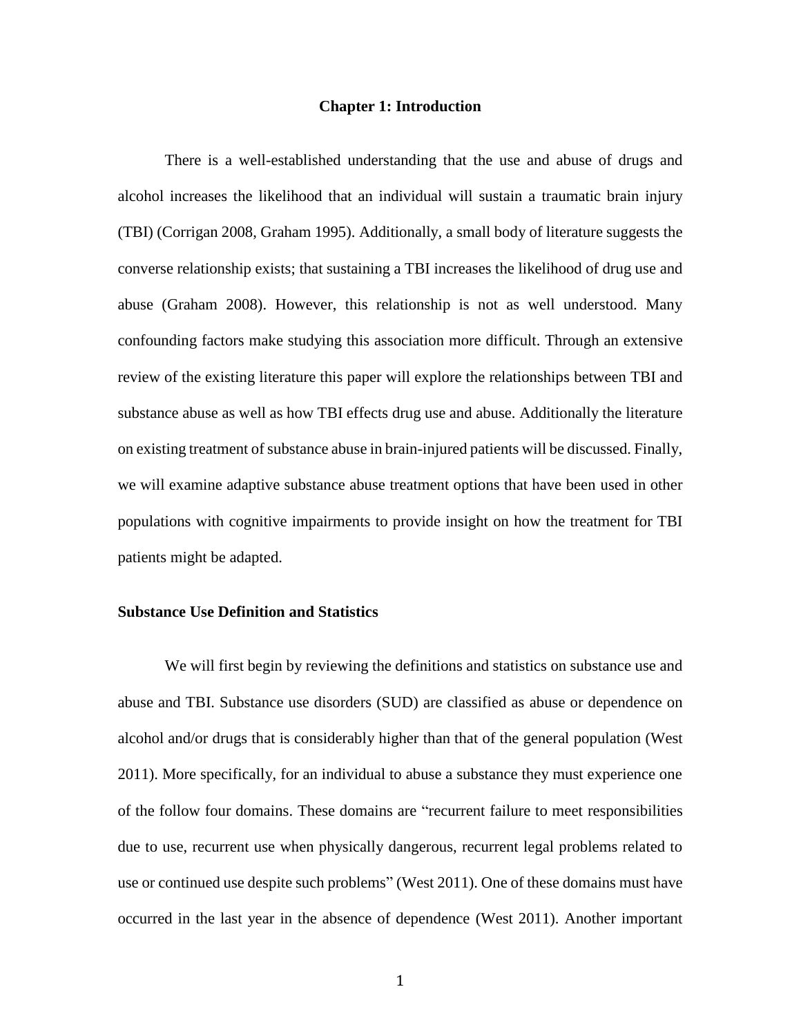# Chapter 1: Introduction

There is a well-established understanding that the use and abuse of drugs and alcohol increases the likelihood that an individual will sustain a traumatic brain injury (TBI) (Corrigan 2008, Graham 1995). Additionally, a small body of literature suggests the converse relationship exists; that sustaining a TBI increases the likelihood of drug use and abuse (Graham 2008). However, this relationship is not as well understood. Many confounding factors make studying this association more difficult. Through an extensive review of the existing literature this paper will explore the relationships between TBI and substance abuse as well as how TBI effects drug use and abuse. Additionally the literature on existing treatment of substance abuse in brain-injured patients will be discussed. Finally, we will examine adaptive substance abuse treatment options that have been used in other populations with cognitive impairments to provide insight on how the treatment for TBI patients might be adapted.

## Substance Use Definition and Statistics

We will first begin by reviewing the definitions and statistics on substance use and abuse and TBI. Substance use disorders (SUD) are classified as abuse or dependence on alcohol and/or drugs that is considerably higher than that of the general population (West 2011). More specifically, for an individual to abuse a substance they must experience one of the follow four domains. These domains are "recurrent failure to meet responsibilities due to use, recurrent use when physically dangerous, recurrent legal problems related to use or continued use despite such problems" (West 2011). One of these domains must have occurred in the last year in the absence of dependence (West 2011). Another important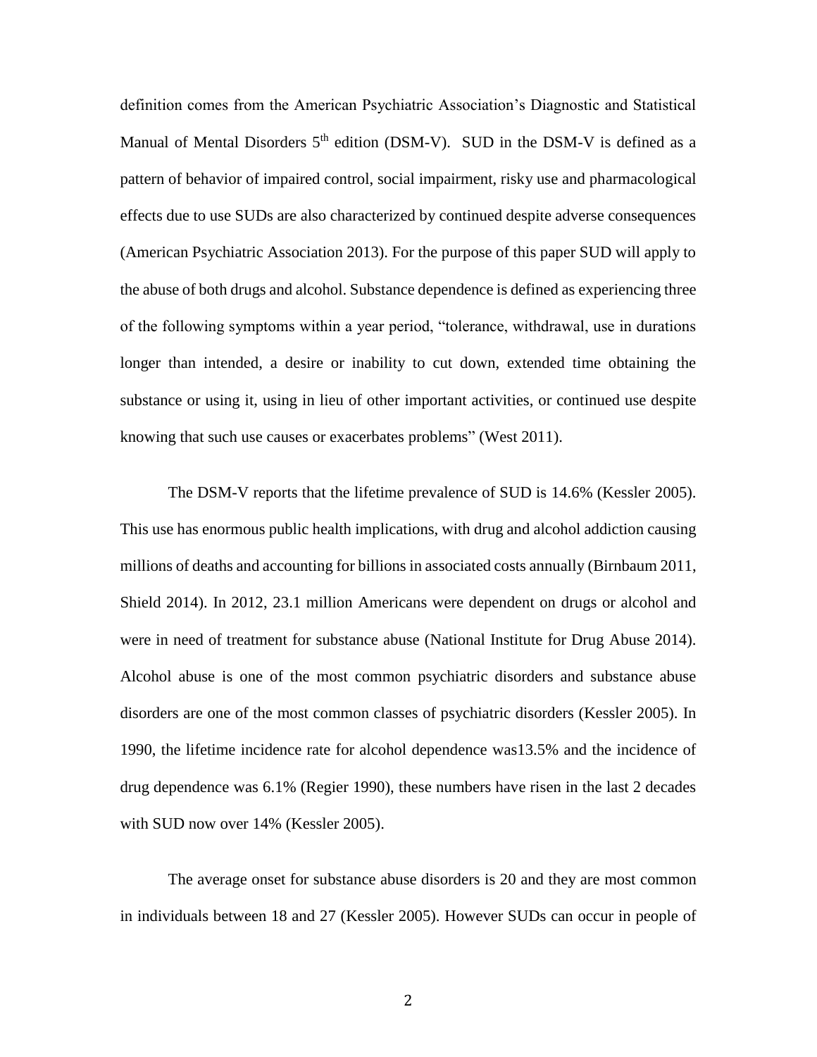definition comes from the American Psychiatric Association's Diagnostic and Statistical Manual of Mental Disorders 5th edition (DSM-V). SUD in the DSM-V is defined as a pattern of behavior of impaired control, social impairment, risky use and pharmacological effects due to use SUDs are also characterized by continued despite adverse consequences (American Psychiatric Association 2013). For the purpose of this paper SUD will apply to the abuse of both drugs and alcohol. Substance dependence is defined as experiencing three of the following symptoms within a year period, "tolerance, withdrawal, use in durations longer than intended, a desire or inability to cut down, extended time obtaining the substance or using it, using in lieu of other important activities, or continued use despite knowing that such use causes or exacerbates problems" (West 2011).

The DSM-V reports that the lifetime prevalence of SUD is 14.6% (Kessler 2005). This use has enormous public health implications, with drug and alcohol addiction causing millions of deaths and accounting for billions in associated costs annually (Birnbaum 2011, Shield 2014). In 2012, 23.1 million Americans were dependent on drugs or alcohol and were in need of treatment for substance abuse (National Institute for Drug Abuse 2014). Alcohol abuse is one of the most common psychiatric disorders and substance abuse disorders are one of the most common classes of psychiatric disorders (Kessler 2005). In 1990, the lifetime incidence rate for alcohol dependence was13.5% and the incidence of drug dependence was 6.1% (Regier 1990), these numbers have risen in the last 2 decades with SUD now over 14% (Kessler 2005).

The average onset for substance abuse disorders is 20 and they are most common in individuals between 18 and 27 (Kessler 2005). However SUDs can occur in people of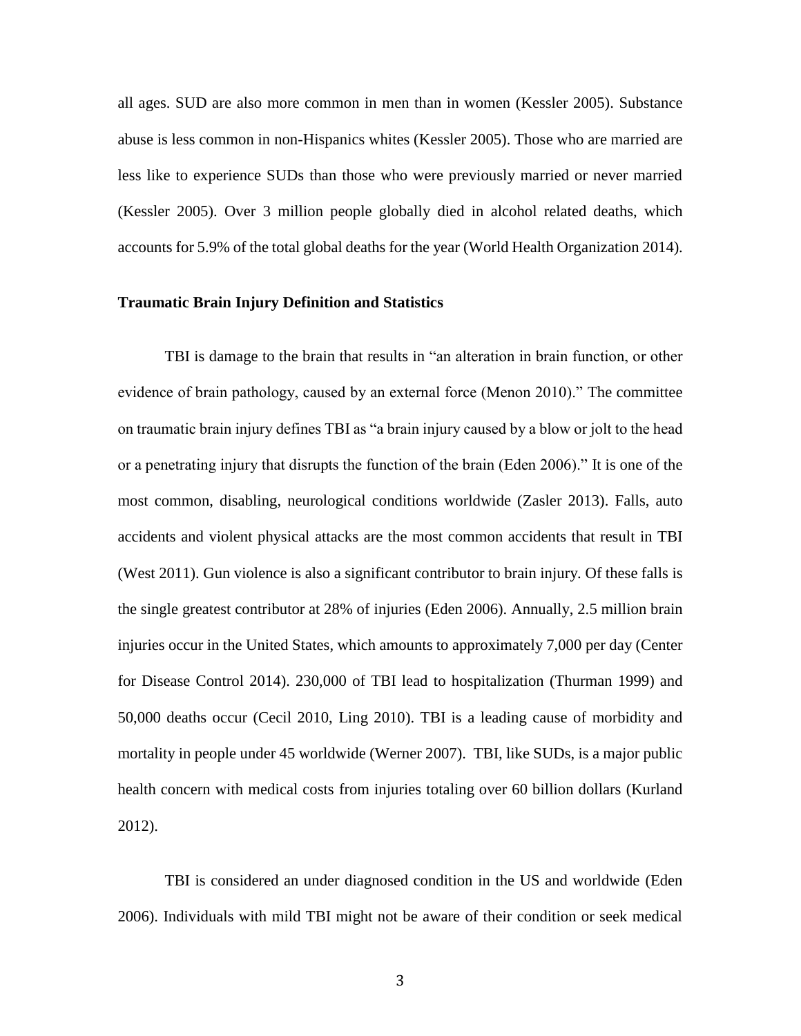all ages. SUD are also more common in men than in women (Kessler 2005). Substance abuse is less common in non-Hispanics whites (Kessler 2005). Those who are married are less like to experience SUDs than those who were previously married or never married (Kessler 2005). Over 3 million people globally died in alcohol related deaths, which accounts for 5.9% of the total global deaths for the year (World Health Organization 2014).

**Traumatic Brain Injury Definition and Statistics**

TBI is damage to the brain that results in "an alteration in brain function, or other evidence of brain pathology, caused by an external force (Menon 2010)." The committee on traumatic brain injury defines TBI as "a brain injury caused by a blow or jolt to the head or a penetrating injury that disrupts the function of the brain (Eden 2006)." It is one of the most common, disabling, neurological conditions worldwide (Zasler 2013). Falls, auto accidents and violent physical attacks are the most common accidents that result in TBI (West 2011). Gun violence is also a significant contributor to brain injury. Of these falls is the single greatest contributor at 28% of injuries (Eden 2006). Annually, 2.5 million brain injuries occur in the United States, which amounts to approximately 7,000 per day (Center for Disease Control 2014). 230,000 of TBI lead to hospitalization (Thurman 1999) and 50,000 deaths occur (Cecil 2010, Ling 2010). TBI is a leading cause of morbidity and mortality in people under 45 worldwide (Werner 2007). TBI, like SUDs, is a major public health concern with medical costs from injuries totaling over 60 billion dollars (Kurland 2012).

TBI is considered an under diagnosed condition in the US and worldwide (Eden 2006). Individuals with mild TBI might not be aware of their condition or seek medical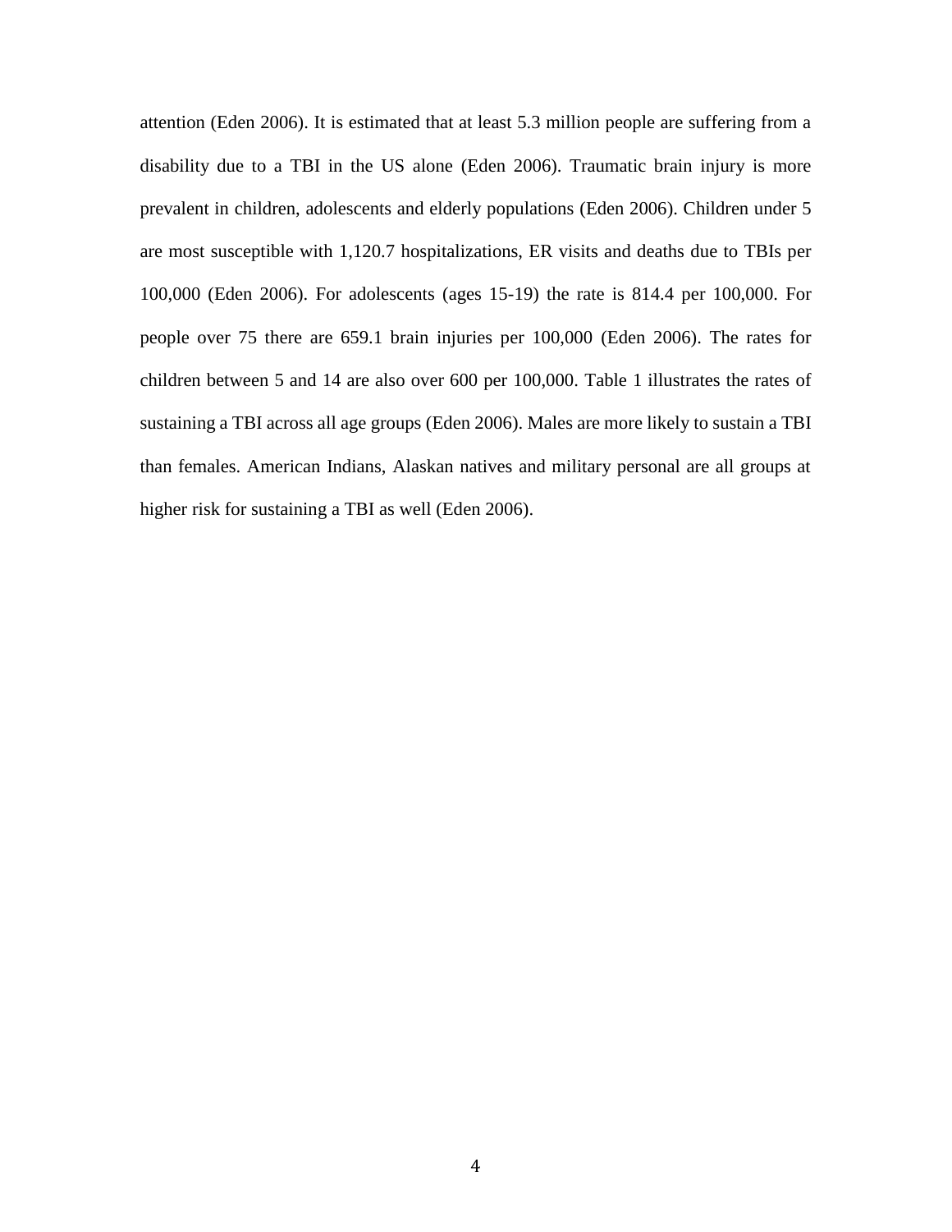attention (Eden 2006). It is estimated that at least 5.3 million people are suffering from a disability due to a TBI in the US alone (Eden 2006). Traumatic brain injury is more prevalent in children, adolescents and elderly populations (Eden 2006). Children under 5 are most susceptible with 1,120.7 hospitalizations, ER visits and deaths due to TBIs per 100,000 (Eden 2006). For adolescents (ages 15-19) the rate is 814.4 per 100,000. For people over 75 there are 659.1 brain injuries per 100,000 (Eden 2006). The rates for children between 5 and 14 are also over 600 per 100,000. Table 1 illustrates the rates of sustaining a TBI across all age groups (Eden 2006). Males are more likely to sustain a TBI than females. American Indians, Alaskan natives and military personal are all groups at higher risk for sustaining a TBI as well (Eden 2006).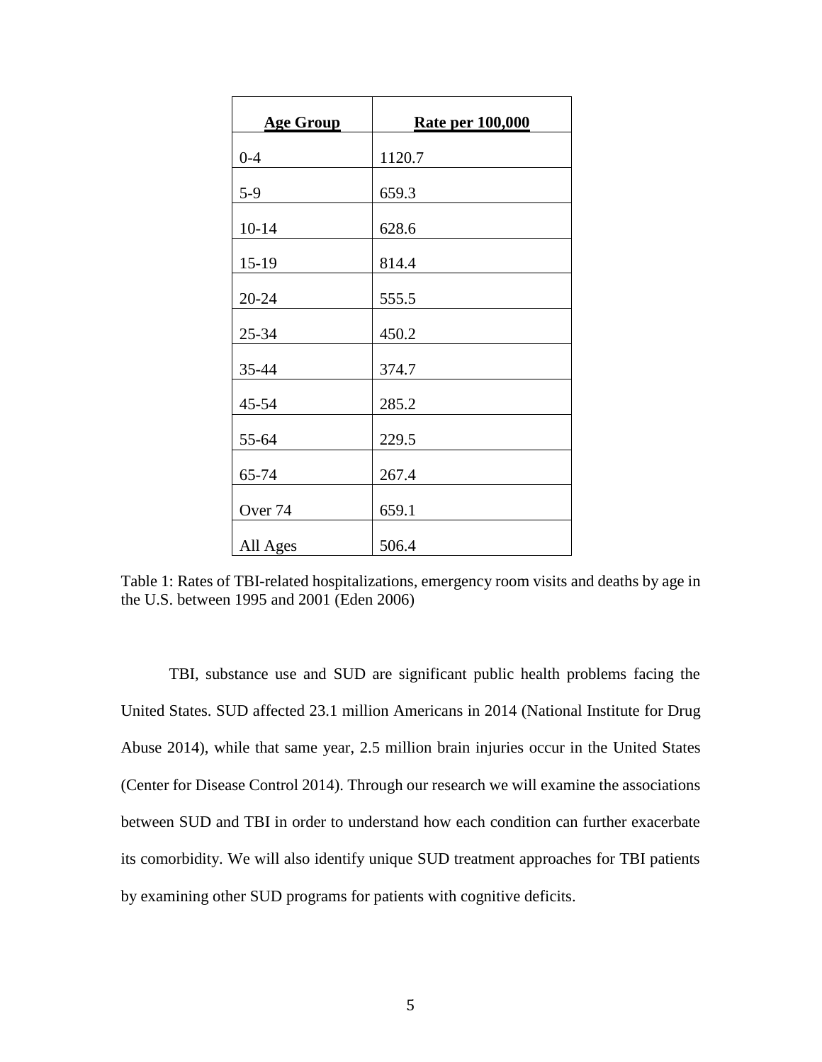| Age Group | Rate per 100,000 |
|---|---|
| 0-4 | 1120.7 |
| 5-9 | 659.3 |
| 10-14 | 628.6 |
| 15-19 | 814.4 |
| 20-24 | 555.5 |
| 25-34 | 450.2 |
| 35-44 | 374.7 |
| 45-54 | 285.2 |
| 55-64 | 229.5 |
| 65-74 | 267.4 |
| Over 74 | 659.1 |
| All Ages | 506.4 |

Table 1: Rates of TBI-related hospitalizations, emergency room visits and deaths by age in the U.S. between 1995 and 2001 (Eden 2006)

TBI, substance use and SUD are significant public health problems facing the United States. SUD affected 23.1 million Americans in 2014 (National Institute for Drug Abuse 2014), while that same year, 2.5 million brain injuries occur in the United States (Center for Disease Control 2014). Through our research we will examine the associations between SUD and TBI in order to understand how each condition can further exacerbate its comorbidity. We will also identify unique SUD treatment approaches for TBI patients by examining other SUD programs for patients with cognitive deficits.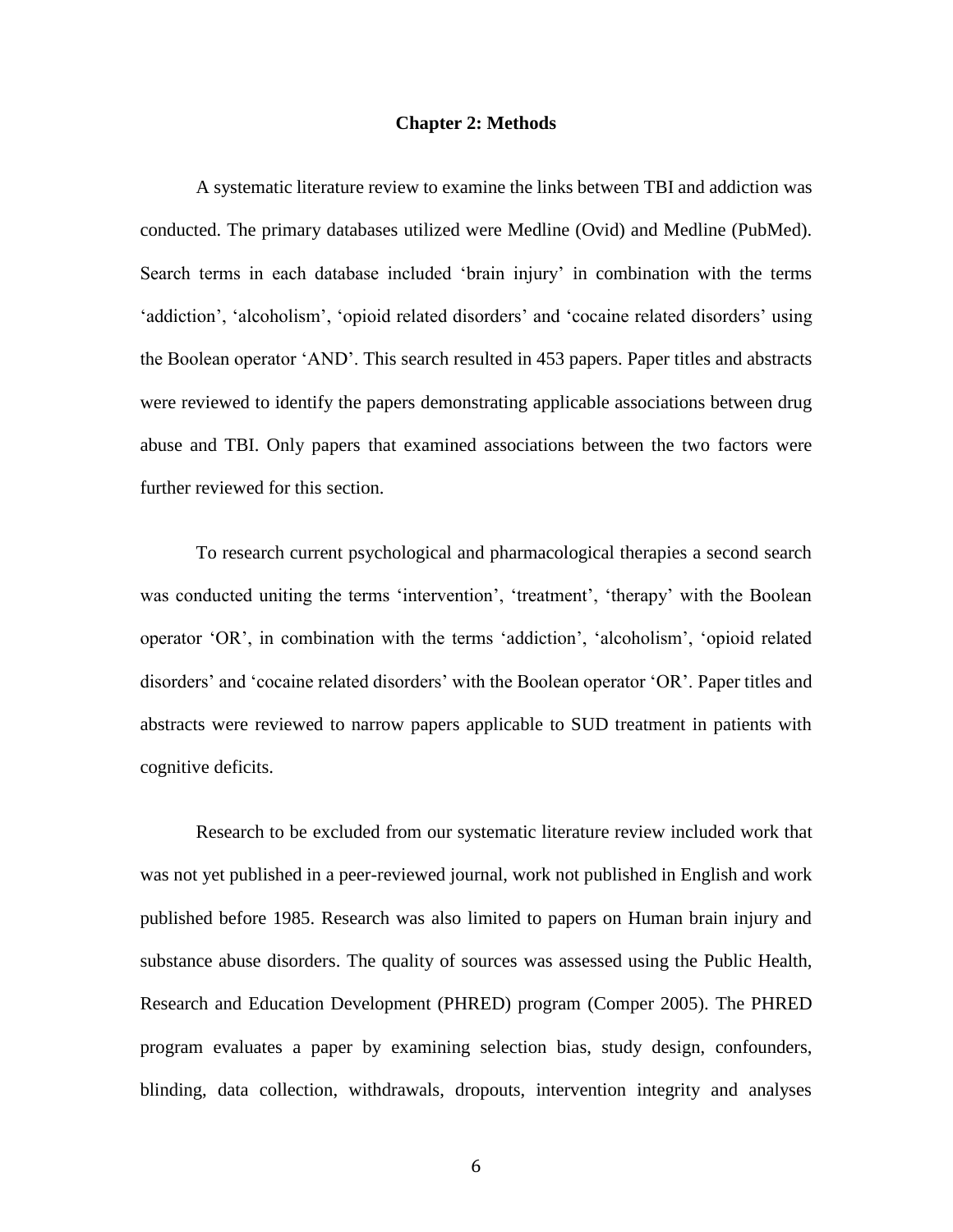# Chapter 2: Methods

A systematic literature review to examine the links between TBI and addiction was conducted. The primary databases utilized were Medline (Ovid) and Medline (PubMed). Search terms in each database included 'brain injury' in combination with the terms 'addiction', 'alcoholism', 'opioid related disorders' and 'cocaine related disorders' using the Boolean operator 'AND'. This search resulted in 453 papers. Paper titles and abstracts were reviewed to identify the papers demonstrating applicable associations between drug abuse and TBI. Only papers that examined associations between the two factors were further reviewed for this section.

To research current psychological and pharmacological therapies a second search was conducted uniting the terms 'intervention', 'treatment', 'therapy' with the Boolean operator 'OR', in combination with the terms 'addiction', 'alcoholism', 'opioid related disorders' and 'cocaine related disorders' with the Boolean operator 'OR'. Paper titles and abstracts were reviewed to narrow papers applicable to SUD treatment in patients with cognitive deficits.

Research to be excluded from our systematic literature review included work that was not yet published in a peer-reviewed journal, work not published in English and work published before 1985. Research was also limited to papers on Human brain injury and substance abuse disorders. The quality of sources was assessed using the Public Health, Research and Education Development (PHRED) program (Comper 2005). The PHRED program evaluates a paper by examining selection bias, study design, confounders, blinding, data collection, withdrawals, dropouts, intervention integrity and analyses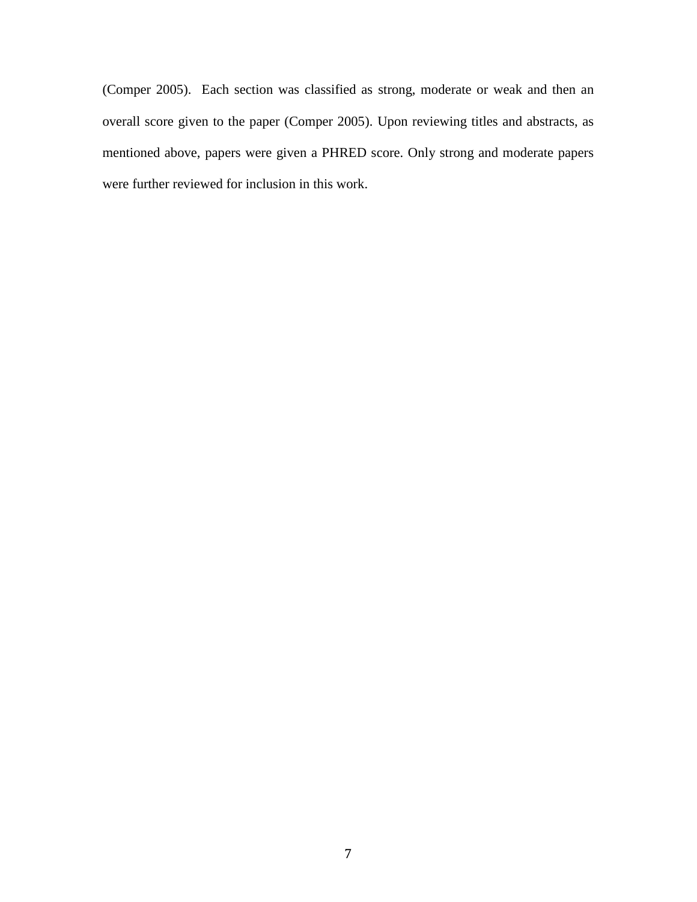(Comper 2005). Each section was classified as strong, moderate or weak and then an overall score given to the paper (Comper 2005). Upon reviewing titles and abstracts, as mentioned above, papers were given a PHRED score. Only strong and moderate papers were further reviewed for inclusion in this work.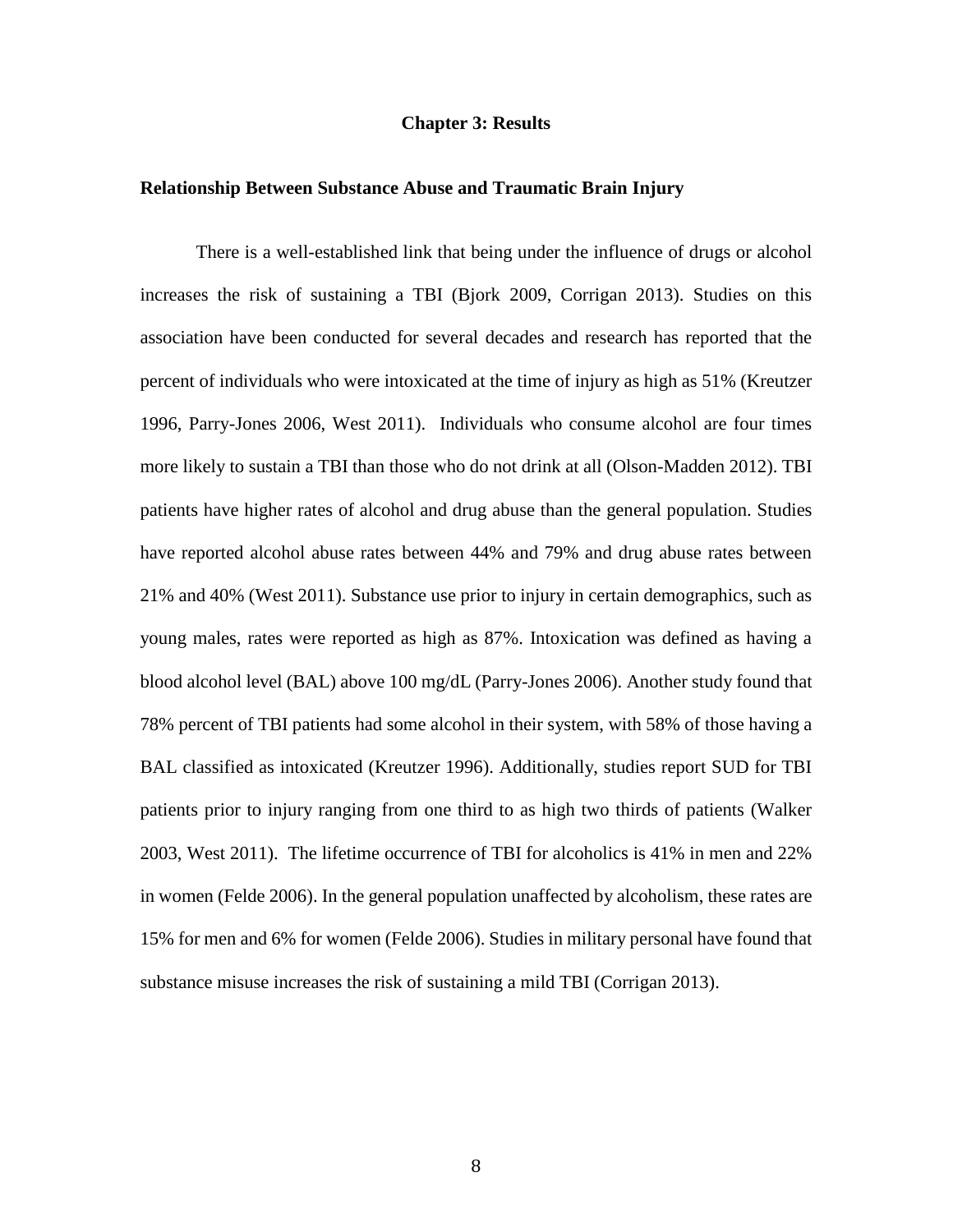# Chapter 3: Results

## Relationship Between Substance Abuse and Traumatic Brain Injury

There is a well-established link that being under the influence of drugs or alcohol increases the risk of sustaining a TBI (Bjork 2009, Corrigan 2013). Studies on this association have been conducted for several decades and research has reported that the percent of individuals who were intoxicated at the time of injury as high as 51% (Kreutzer 1996, Parry-Jones 2006, West 2011). Individuals who consume alcohol are four times more likely to sustain a TBI than those who do not drink at all (Olson-Madden 2012). TBI patients have higher rates of alcohol and drug abuse than the general population. Studies have reported alcohol abuse rates between 44% and 79% and drug abuse rates between 21% and 40% (West 2011). Substance use prior to injury in certain demographics, such as young males, rates were reported as high as 87%. Intoxication was defined as having a blood alcohol level (BAL) above 100 mg/dL (Parry-Jones 2006). Another study found that 78% percent of TBI patients had some alcohol in their system, with 58% of those having a BAL classified as intoxicated (Kreutzer 1996). Additionally, studies report SUD for TBI patients prior to injury ranging from one third to as high two thirds of patients (Walker 2003, West 2011). The lifetime occurrence of TBI for alcoholics is 41% in men and 22% in women (Felde 2006). In the general population unaffected by alcoholism, these rates are 15% for men and 6% for women (Felde 2006). Studies in military personal have found that substance misuse increases the risk of sustaining a mild TBI (Corrigan 2013).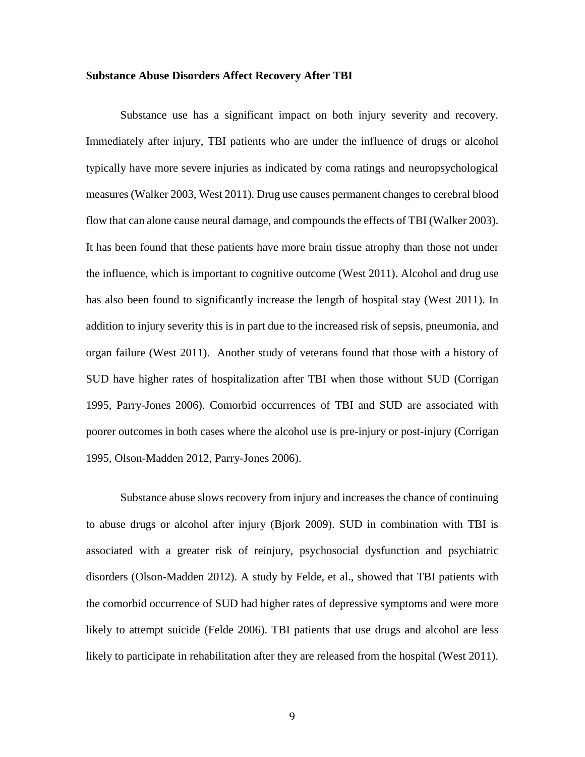**Substance Abuse Disorders Affect Recovery After TBI**

Substance use has a significant impact on both injury severity and recovery. Immediately after injury, TBI patients who are under the influence of drugs or alcohol typically have more severe injuries as indicated by coma ratings and neuropsychological measures (Walker 2003, West 2011). Drug use causes permanent changes to cerebral blood flow that can alone cause neural damage, and compounds the effects of TBI (Walker 2003). It has been found that these patients have more brain tissue atrophy than those not under the influence, which is important to cognitive outcome (West 2011). Alcohol and drug use has also been found to significantly increase the length of hospital stay (West 2011). In addition to injury severity this is in part due to the increased risk of sepsis, pneumonia, and organ failure (West 2011). Another study of veterans found that those with a history of SUD have higher rates of hospitalization after TBI when those without SUD (Corrigan 1995, Parry-Jones 2006). Comorbid occurrences of TBI and SUD are associated with poorer outcomes in both cases where the alcohol use is pre-injury or post-injury (Corrigan 1995, Olson-Madden 2012, Parry-Jones 2006).

Substance abuse slows recovery from injury and increases the chance of continuing to abuse drugs or alcohol after injury (Bjork 2009). SUD in combination with TBI is associated with a greater risk of reinjury, psychosocial dysfunction and psychiatric disorders (Olson-Madden 2012). A study by Felde, et al., showed that TBI patients with the comorbid occurrence of SUD had higher rates of depressive symptoms and were more likely to attempt suicide (Felde 2006). TBI patients that use drugs and alcohol are less likely to participate in rehabilitation after they are released from the hospital (West 2011).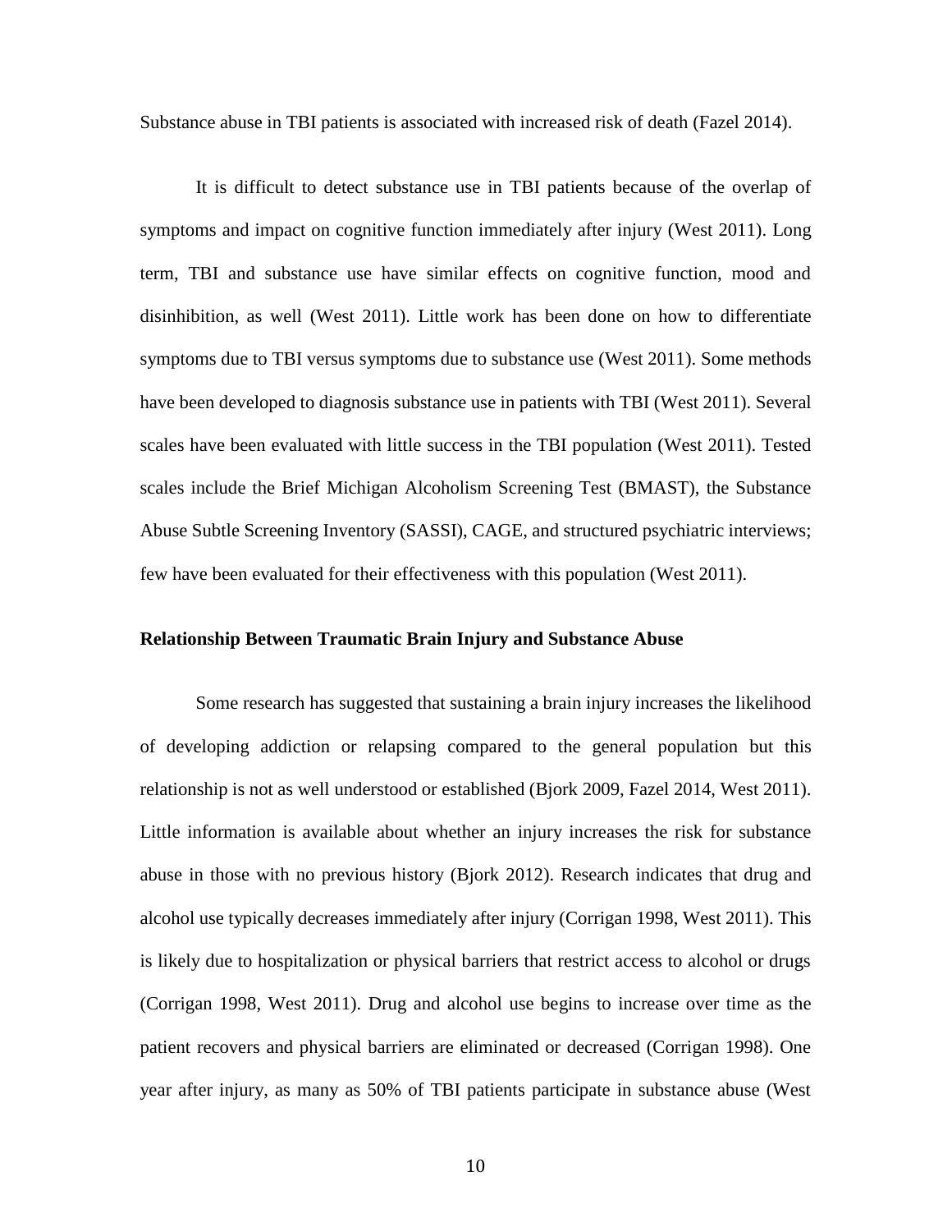Substance abuse in TBI patients is associated with increased risk of death (Fazel 2014).

It is difficult to detect substance use in TBI patients because of the overlap of symptoms and impact on cognitive function immediately after injury (West 2011). Long term, TBI and substance use have similar effects on cognitive function, mood and disinhibition, as well (West 2011). Little work has been done on how to differentiate symptoms due to TBI versus symptoms due to substance use (West 2011). Some methods have been developed to diagnosis substance use in patients with TBI (West 2011). Several scales have been evaluated with little success in the TBI population (West 2011). Tested scales include the Brief Michigan Alcoholism Screening Test (BMAST), the Substance Abuse Subtle Screening Inventory (SASSI), CAGE, and structured psychiatric interviews; few have been evaluated for their effectiveness with this population (West 2011).

**Relationship Between Traumatic Brain Injury and Substance Abuse**

Some research has suggested that sustaining a brain injury increases the likelihood of developing addiction or relapsing compared to the general population but this relationship is not as well understood or established (Bjork 2009, Fazel 2014, West 2011). Little information is available about whether an injury increases the risk for substance abuse in those with no previous history (Bjork 2012). Research indicates that drug and alcohol use typically decreases immediately after injury (Corrigan 1998, West 2011). This is likely due to hospitalization or physical barriers that restrict access to alcohol or drugs (Corrigan 1998, West 2011). Drug and alcohol use begins to increase over time as the patient recovers and physical barriers are eliminated or decreased (Corrigan 1998). One year after injury, as many as 50% of TBI patients participate in substance abuse (West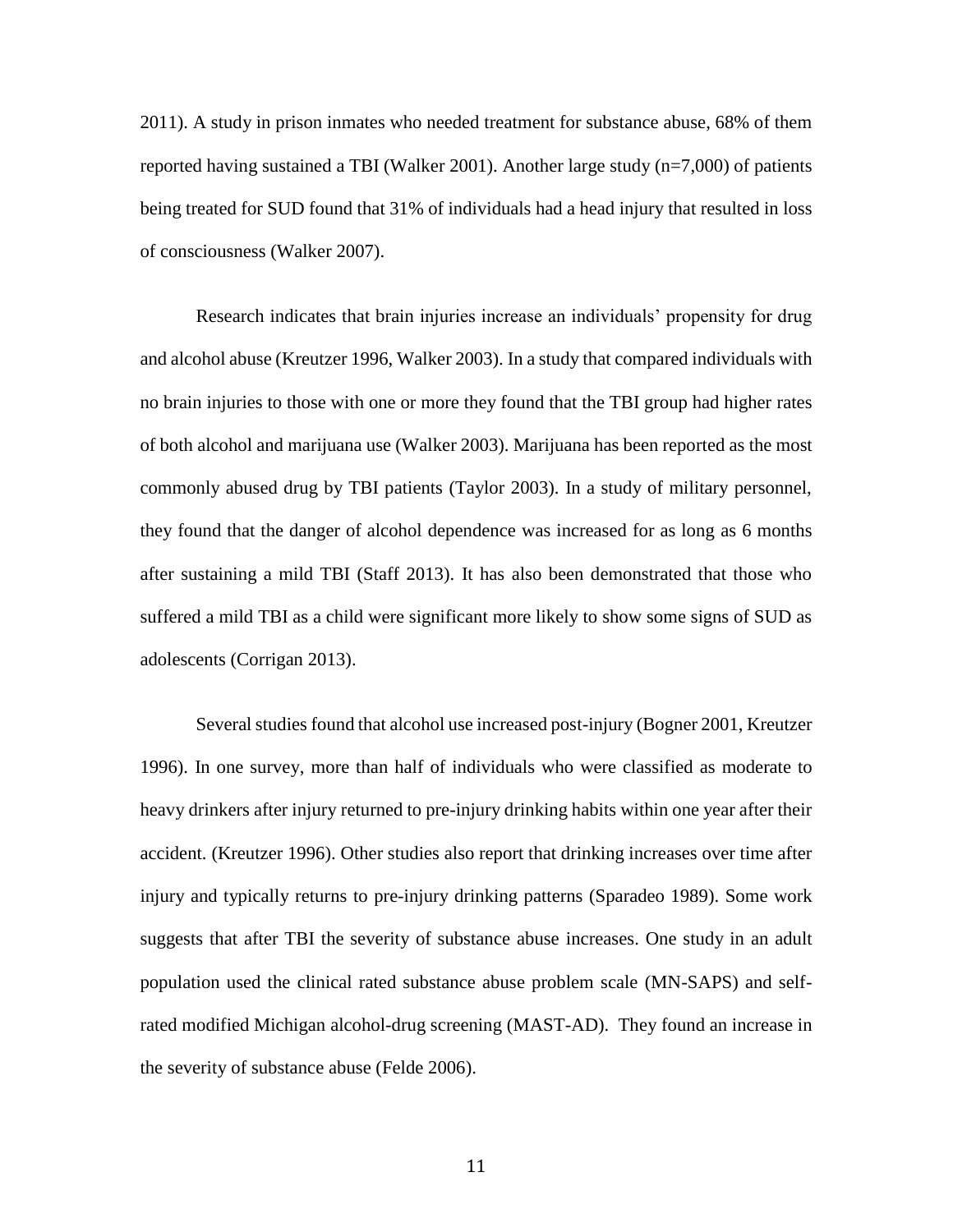2011). A study in prison inmates who needed treatment for substance abuse, 68% of them reported having sustained a TBI (Walker 2001). Another large study (n=7,000) of patients being treated for SUD found that 31% of individuals had a head injury that resulted in loss of consciousness (Walker 2007).

Research indicates that brain injuries increase an individuals' propensity for drug and alcohol abuse (Kreutzer 1996, Walker 2003). In a study that compared individuals with no brain injuries to those with one or more they found that the TBI group had higher rates of both alcohol and marijuana use (Walker 2003). Marijuana has been reported as the most commonly abused drug by TBI patients (Taylor 2003). In a study of military personnel, they found that the danger of alcohol dependence was increased for as long as 6 months after sustaining a mild TBI (Staff 2013). It has also been demonstrated that those who suffered a mild TBI as a child were significant more likely to show some signs of SUD as adolescents (Corrigan 2013).

Several studies found that alcohol use increased post-injury (Bogner 2001, Kreutzer 1996). In one survey, more than half of individuals who were classified as moderate to heavy drinkers after injury returned to pre-injury drinking habits within one year after their accident. (Kreutzer 1996). Other studies also report that drinking increases over time after injury and typically returns to pre-injury drinking patterns (Sparadeo 1989). Some work suggests that after TBI the severity of substance abuse increases. One study in an adult population used the clinical rated substance abuse problem scale (MN-SAPS) and self-rated modified Michigan alcohol-drug screening (MAST-AD). They found an increase in the severity of substance abuse (Felde 2006).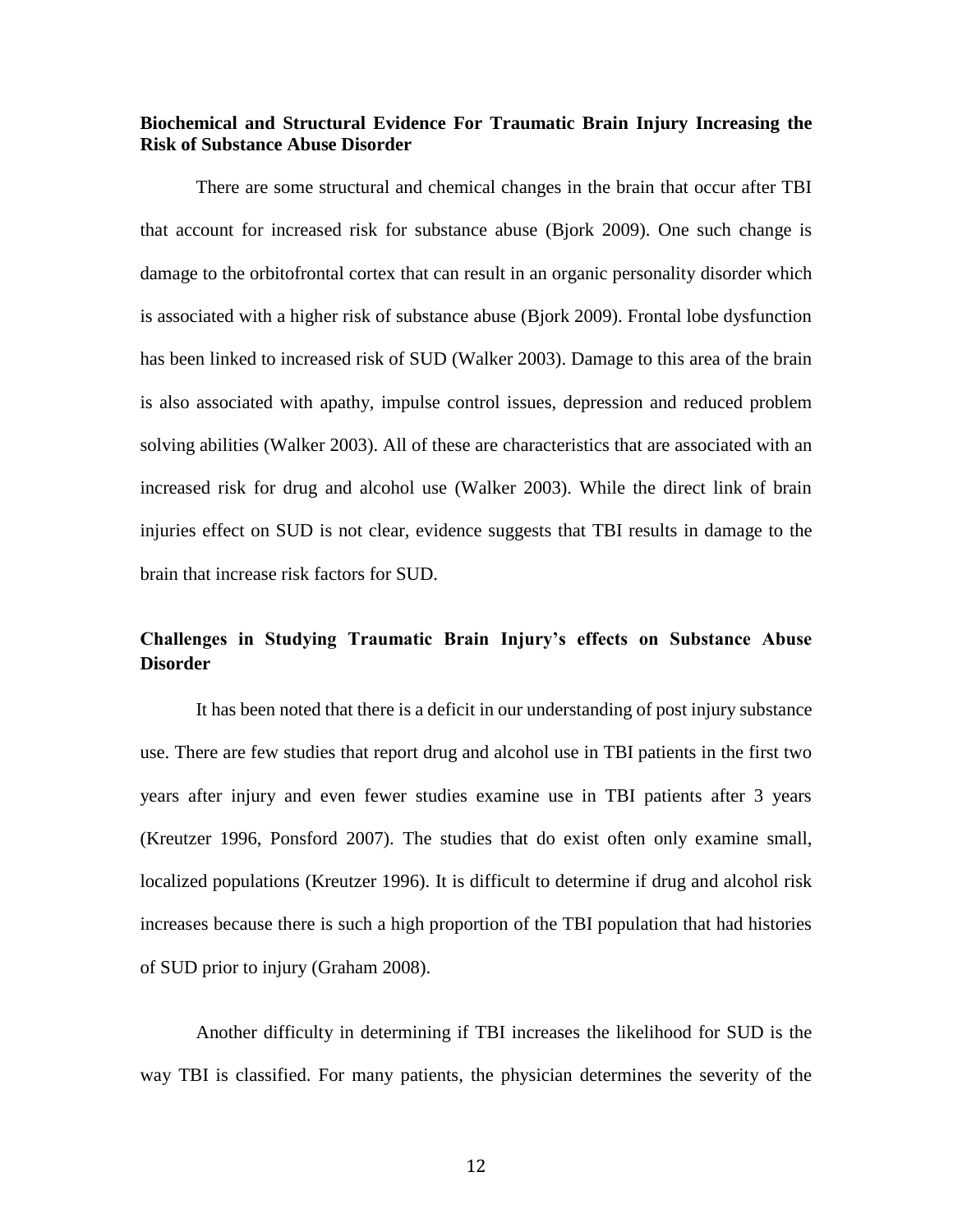### Biochemical and Structural Evidence For Traumatic Brain Injury Increasing the Risk of Substance Abuse Disorder

There are some structural and chemical changes in the brain that occur after TBI that account for increased risk for substance abuse (Bjork 2009). One such change is damage to the orbitofrontal cortex that can result in an organic personality disorder which is associated with a higher risk of substance abuse (Bjork 2009). Frontal lobe dysfunction has been linked to increased risk of SUD (Walker 2003). Damage to this area of the brain is also associated with apathy, impulse control issues, depression and reduced problem solving abilities (Walker 2003). All of these are characteristics that are associated with an increased risk for drug and alcohol use (Walker 2003). While the direct link of brain injuries effect on SUD is not clear, evidence suggests that TBI results in damage to the brain that increase risk factors for SUD.

### Challenges in Studying Traumatic Brain Injury's effects on Substance Abuse Disorder

It has been noted that there is a deficit in our understanding of post injury substance use. There are few studies that report drug and alcohol use in TBI patients in the first two years after injury and even fewer studies examine use in TBI patients after 3 years (Kreutzer 1996, Ponsford 2007). The studies that do exist often only examine small, localized populations (Kreutzer 1996). It is difficult to determine if drug and alcohol risk increases because there is such a high proportion of the TBI population that had histories of SUD prior to injury (Graham 2008).

Another difficulty in determining if TBI increases the likelihood for SUD is the way TBI is classified. For many patients, the physician determines the severity of the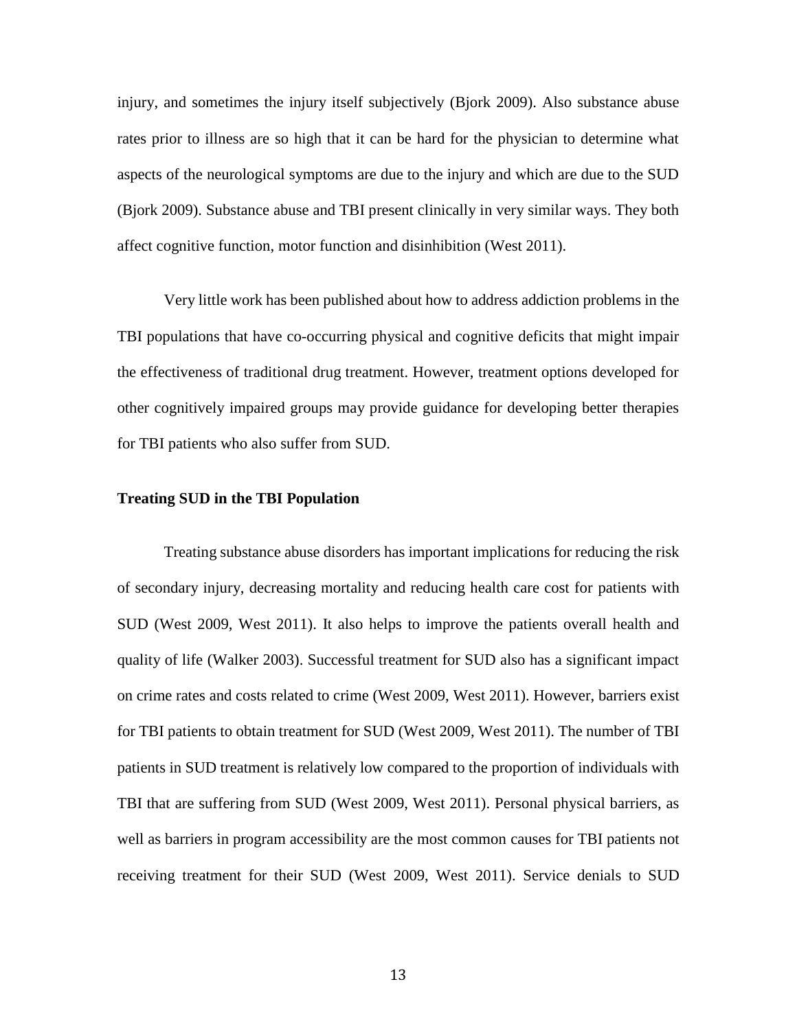injury, and sometimes the injury itself subjectively (Bjork 2009). Also substance abuse rates prior to illness are so high that it can be hard for the physician to determine what aspects of the neurological symptoms are due to the injury and which are due to the SUD (Bjork 2009). Substance abuse and TBI present clinically in very similar ways. They both affect cognitive function, motor function and disinhibition (West 2011).

Very little work has been published about how to address addiction problems in the TBI populations that have co-occurring physical and cognitive deficits that might impair the effectiveness of traditional drug treatment. However, treatment options developed for other cognitively impaired groups may provide guidance for developing better therapies for TBI patients who also suffer from SUD.

**Treating SUD in the TBI Population**

Treating substance abuse disorders has important implications for reducing the risk of secondary injury, decreasing mortality and reducing health care cost for patients with SUD (West 2009, West 2011). It also helps to improve the patients overall health and quality of life (Walker 2003). Successful treatment for SUD also has a significant impact on crime rates and costs related to crime (West 2009, West 2011). However, barriers exist for TBI patients to obtain treatment for SUD (West 2009, West 2011). The number of TBI patients in SUD treatment is relatively low compared to the proportion of individuals with TBI that are suffering from SUD (West 2009, West 2011). Personal physical barriers, as well as barriers in program accessibility are the most common causes for TBI patients not receiving treatment for their SUD (West 2009, West 2011). Service denials to SUD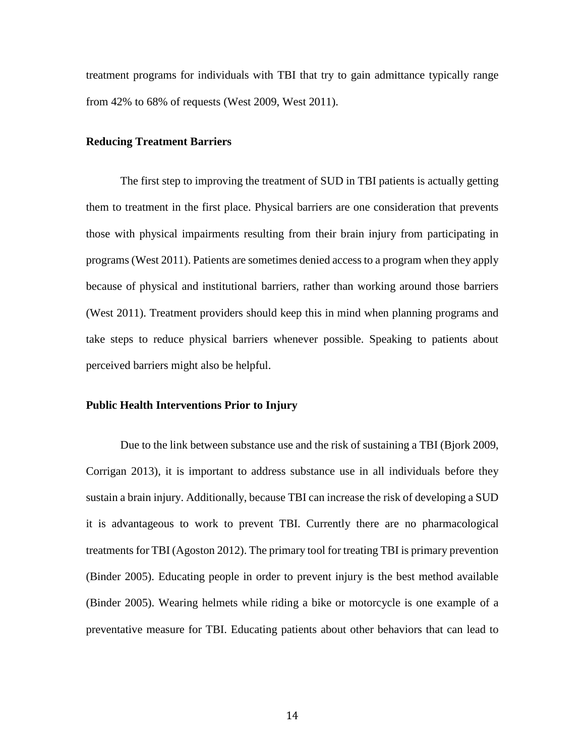treatment programs for individuals with TBI that try to gain admittance typically range from 42% to 68% of requests (West 2009, West 2011).

### Reducing Treatment Barriers

The first step to improving the treatment of SUD in TBI patients is actually getting them to treatment in the first place. Physical barriers are one consideration that prevents those with physical impairments resulting from their brain injury from participating in programs (West 2011). Patients are sometimes denied access to a program when they apply because of physical and institutional barriers, rather than working around those barriers (West 2011). Treatment providers should keep this in mind when planning programs and take steps to reduce physical barriers whenever possible. Speaking to patients about perceived barriers might also be helpful.

### Public Health Interventions Prior to Injury

Due to the link between substance use and the risk of sustaining a TBI (Bjork 2009, Corrigan 2013), it is important to address substance use in all individuals before they sustain a brain injury. Additionally, because TBI can increase the risk of developing a SUD it is advantageous to work to prevent TBI. Currently there are no pharmacological treatments for TBI (Agoston 2012). The primary tool for treating TBI is primary prevention (Binder 2005). Educating people in order to prevent injury is the best method available (Binder 2005). Wearing helmets while riding a bike or motorcycle is one example of a preventative measure for TBI. Educating patients about other behaviors that can lead to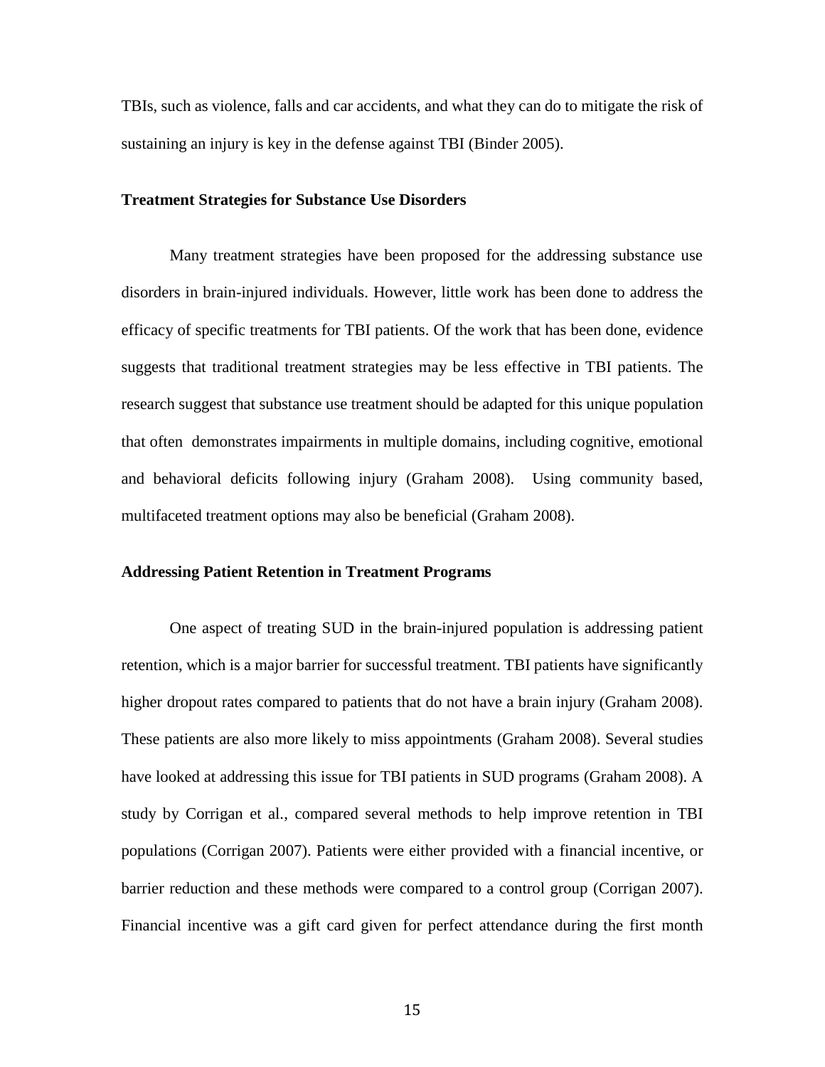TBIs, such as violence, falls and car accidents, and what they can do to mitigate the risk of sustaining an injury is key in the defense against TBI (Binder 2005).

**Treatment Strategies for Substance Use Disorders**

Many treatment strategies have been proposed for the addressing substance use disorders in brain-injured individuals. However, little work has been done to address the efficacy of specific treatments for TBI patients. Of the work that has been done, evidence suggests that traditional treatment strategies may be less effective in TBI patients. The research suggest that substance use treatment should be adapted for this unique population that often demonstrates impairments in multiple domains, including cognitive, emotional and behavioral deficits following injury (Graham 2008). Using community based, multifaceted treatment options may also be beneficial (Graham 2008).

**Addressing Patient Retention in Treatment Programs**

One aspect of treating SUD in the brain-injured population is addressing patient retention, which is a major barrier for successful treatment. TBI patients have significantly higher dropout rates compared to patients that do not have a brain injury (Graham 2008). These patients are also more likely to miss appointments (Graham 2008). Several studies have looked at addressing this issue for TBI patients in SUD programs (Graham 2008). A study by Corrigan et al., compared several methods to help improve retention in TBI populations (Corrigan 2007). Patients were either provided with a financial incentive, or barrier reduction and these methods were compared to a control group (Corrigan 2007). Financial incentive was a gift card given for perfect attendance during the first month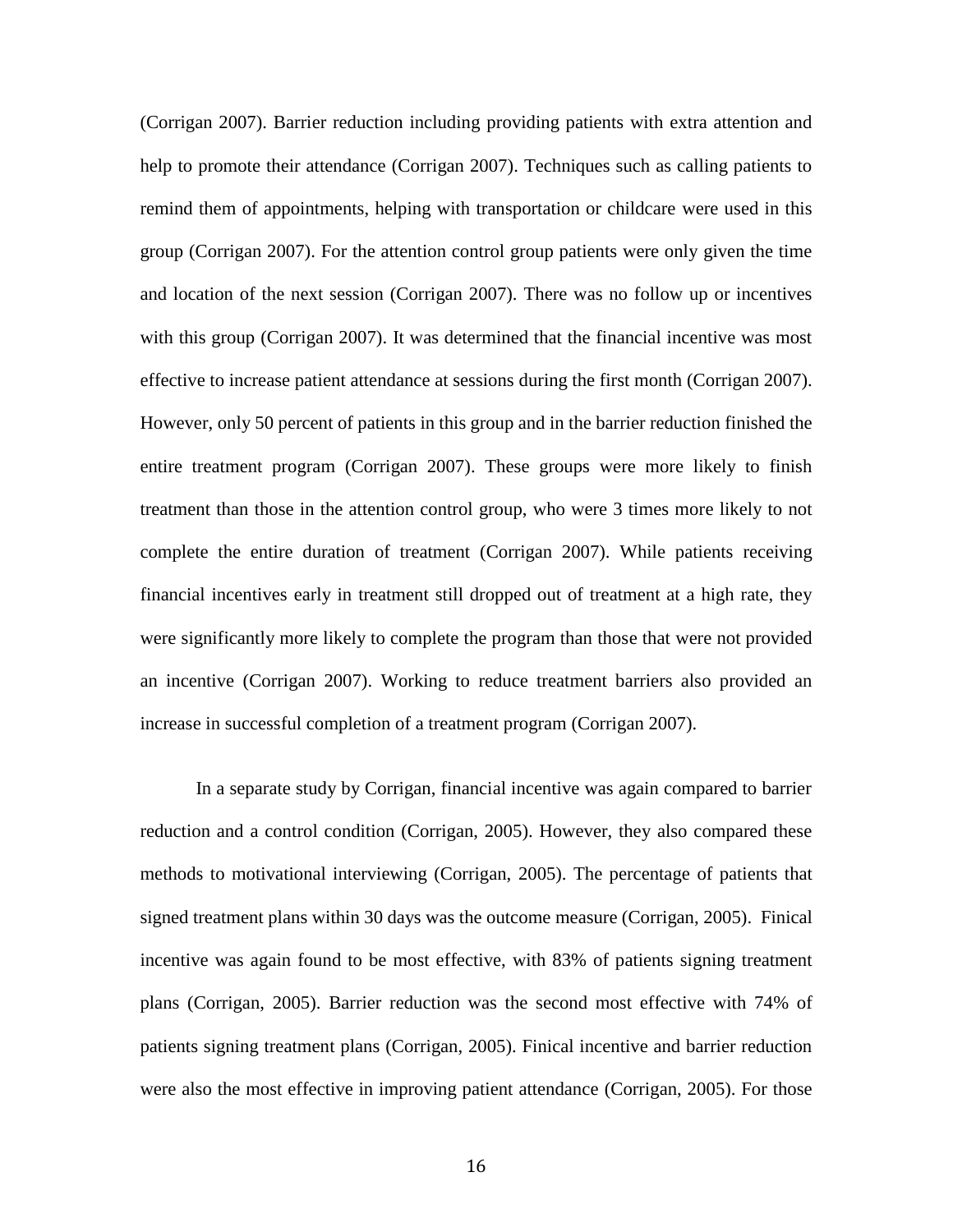(Corrigan 2007). Barrier reduction including providing patients with extra attention and help to promote their attendance (Corrigan 2007). Techniques such as calling patients to remind them of appointments, helping with transportation or childcare were used in this group (Corrigan 2007). For the attention control group patients were only given the time and location of the next session (Corrigan 2007). There was no follow up or incentives with this group (Corrigan 2007). It was determined that the financial incentive was most effective to increase patient attendance at sessions during the first month (Corrigan 2007). However, only 50 percent of patients in this group and in the barrier reduction finished the entire treatment program (Corrigan 2007). These groups were more likely to finish treatment than those in the attention control group, who were 3 times more likely to not complete the entire duration of treatment (Corrigan 2007). While patients receiving financial incentives early in treatment still dropped out of treatment at a high rate, they were significantly more likely to complete the program than those that were not provided an incentive (Corrigan 2007). Working to reduce treatment barriers also provided an increase in successful completion of a treatment program (Corrigan 2007).

In a separate study by Corrigan, financial incentive was again compared to barrier reduction and a control condition (Corrigan, 2005). However, they also compared these methods to motivational interviewing (Corrigan, 2005). The percentage of patients that signed treatment plans within 30 days was the outcome measure (Corrigan, 2005). Finical incentive was again found to be most effective, with 83% of patients signing treatment plans (Corrigan, 2005). Barrier reduction was the second most effective with 74% of patients signing treatment plans (Corrigan, 2005). Finical incentive and barrier reduction were also the most effective in improving patient attendance (Corrigan, 2005). For those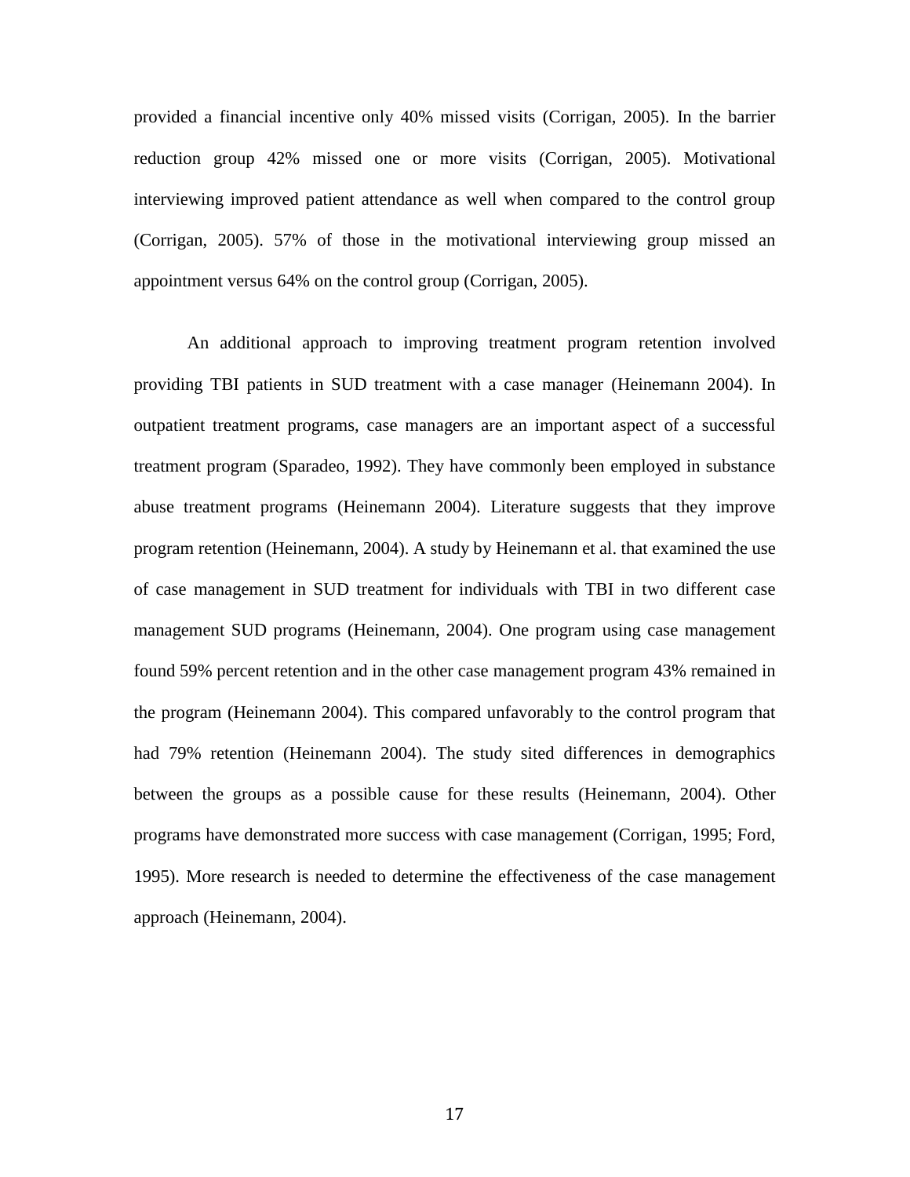provided a financial incentive only 40% missed visits (Corrigan, 2005). In the barrier reduction group 42% missed one or more visits (Corrigan, 2005). Motivational interviewing improved patient attendance as well when compared to the control group (Corrigan, 2005). 57% of those in the motivational interviewing group missed an appointment versus 64% on the control group (Corrigan, 2005).

An additional approach to improving treatment program retention involved providing TBI patients in SUD treatment with a case manager (Heinemann 2004). In outpatient treatment programs, case managers are an important aspect of a successful treatment program (Sparadeo, 1992). They have commonly been employed in substance abuse treatment programs (Heinemann 2004). Literature suggests that they improve program retention (Heinemann, 2004). A study by Heinemann et al. that examined the use of case management in SUD treatment for individuals with TBI in two different case management SUD programs (Heinemann, 2004). One program using case management found 59% percent retention and in the other case management program 43% remained in the program (Heinemann 2004). This compared unfavorably to the control program that had 79% retention (Heinemann 2004). The study sited differences in demographics between the groups as a possible cause for these results (Heinemann, 2004). Other programs have demonstrated more success with case management (Corrigan, 1995; Ford, 1995). More research is needed to determine the effectiveness of the case management approach (Heinemann, 2004).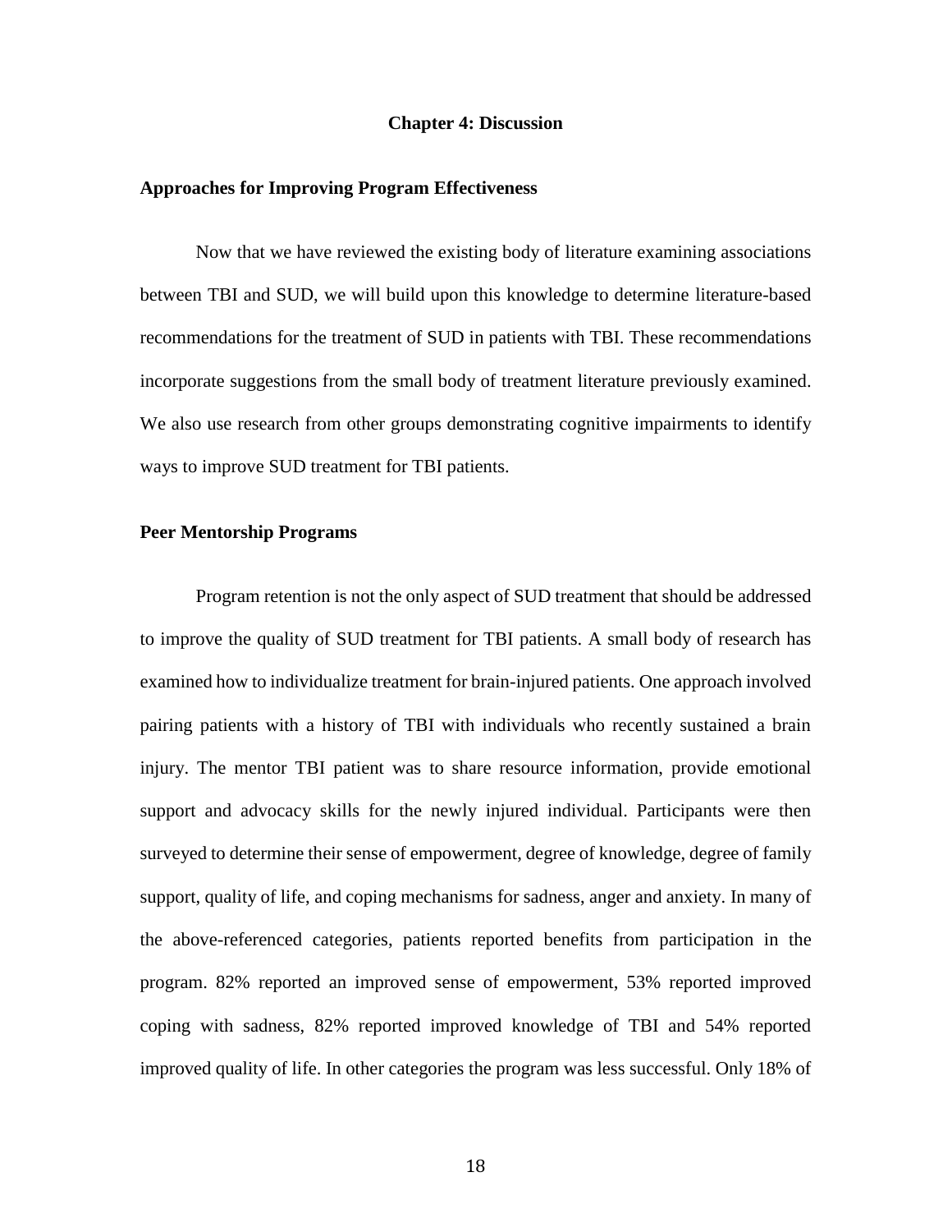# Chapter 4: Discussion

## Approaches for Improving Program Effectiveness

Now that we have reviewed the existing body of literature examining associations between TBI and SUD, we will build upon this knowledge to determine literature-based recommendations for the treatment of SUD in patients with TBI. These recommendations incorporate suggestions from the small body of treatment literature previously examined. We also use research from other groups demonstrating cognitive impairments to identify ways to improve SUD treatment for TBI patients.

## Peer Mentorship Programs

Program retention is not the only aspect of SUD treatment that should be addressed to improve the quality of SUD treatment for TBI patients. A small body of research has examined how to individualize treatment for brain-injured patients. One approach involved pairing patients with a history of TBI with individuals who recently sustained a brain injury. The mentor TBI patient was to share resource information, provide emotional support and advocacy skills for the newly injured individual. Participants were then surveyed to determine their sense of empowerment, degree of knowledge, degree of family support, quality of life, and coping mechanisms for sadness, anger and anxiety. In many of the above-referenced categories, patients reported benefits from participation in the program. 82% reported an improved sense of empowerment, 53% reported improved coping with sadness, 82% reported improved knowledge of TBI and 54% reported improved quality of life. In other categories the program was less successful. Only 18% of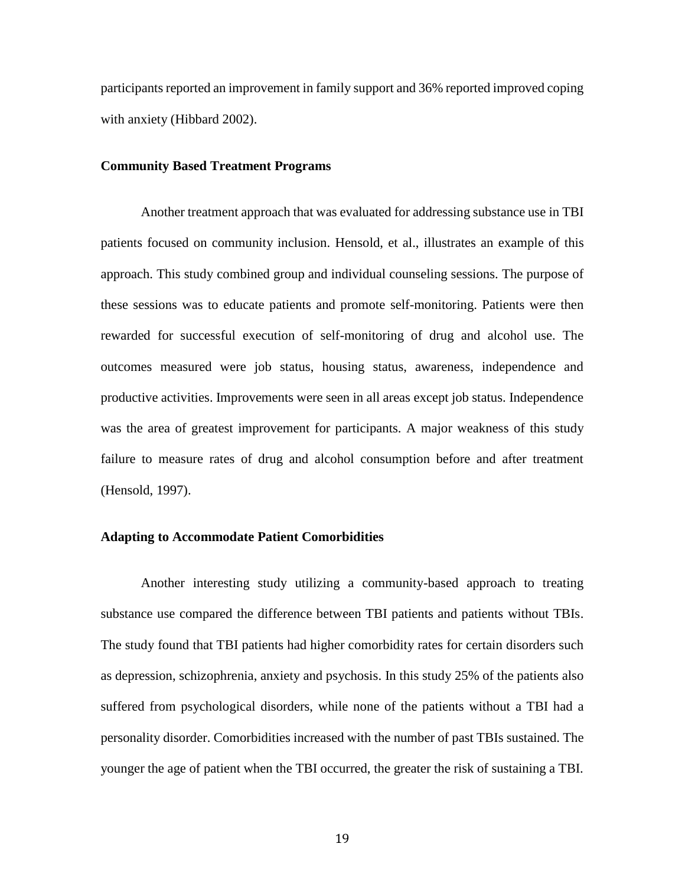participants reported an improvement in family support and 36% reported improved coping with anxiety (Hibbard 2002).

**Community Based Treatment Programs**

Another treatment approach that was evaluated for addressing substance use in TBI patients focused on community inclusion. Hensold, et al., illustrates an example of this approach. This study combined group and individual counseling sessions. The purpose of these sessions was to educate patients and promote self-monitoring. Patients were then rewarded for successful execution of self-monitoring of drug and alcohol use. The outcomes measured were job status, housing status, awareness, independence and productive activities. Improvements were seen in all areas except job status. Independence was the area of greatest improvement for participants. A major weakness of this study failure to measure rates of drug and alcohol consumption before and after treatment (Hensold, 1997).

**Adapting to Accommodate Patient Comorbidities**

Another interesting study utilizing a community-based approach to treating substance use compared the difference between TBI patients and patients without TBIs. The study found that TBI patients had higher comorbidity rates for certain disorders such as depression, schizophrenia, anxiety and psychosis. In this study 25% of the patients also suffered from psychological disorders, while none of the patients without a TBI had a personality disorder. Comorbidities increased with the number of past TBIs sustained. The younger the age of patient when the TBI occurred, the greater the risk of sustaining a TBI.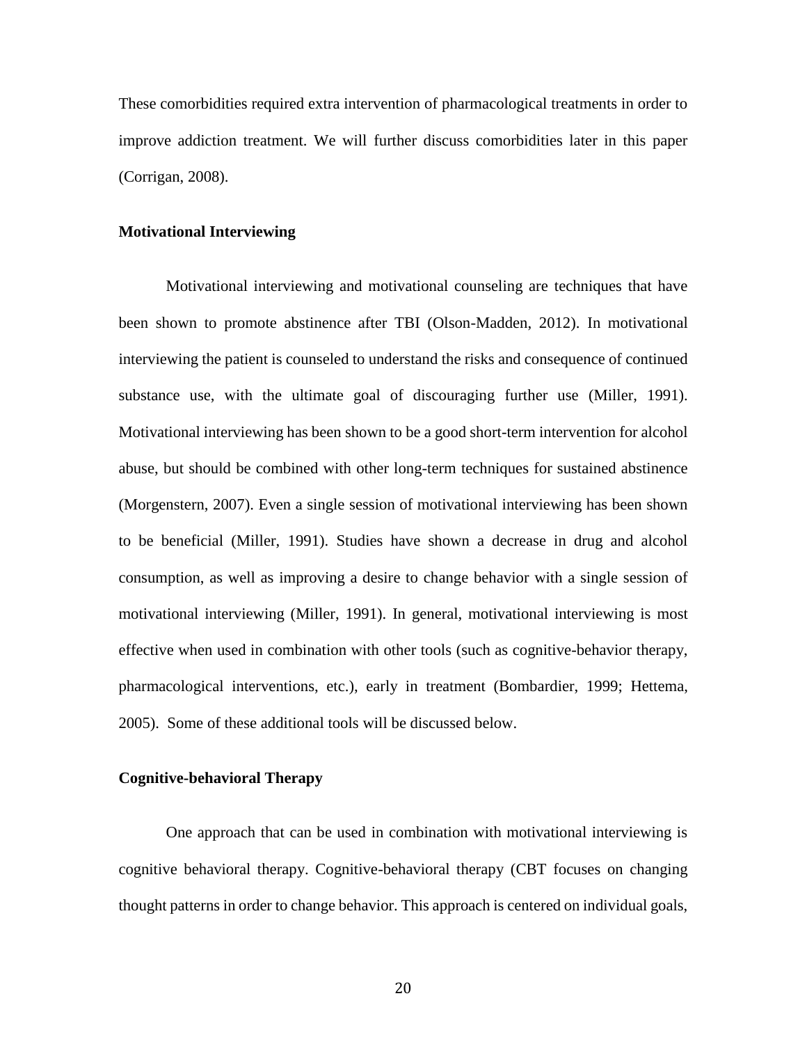These comorbidities required extra intervention of pharmacological treatments in order to improve addiction treatment. We will further discuss comorbidities later in this paper (Corrigan, 2008).

### Motivational Interviewing

Motivational interviewing and motivational counseling are techniques that have been shown to promote abstinence after TBI (Olson-Madden, 2012). In motivational interviewing the patient is counseled to understand the risks and consequence of continued substance use, with the ultimate goal of discouraging further use (Miller, 1991). Motivational interviewing has been shown to be a good short-term intervention for alcohol abuse, but should be combined with other long-term techniques for sustained abstinence (Morgenstern, 2007). Even a single session of motivational interviewing has been shown to be beneficial (Miller, 1991). Studies have shown a decrease in drug and alcohol consumption, as well as improving a desire to change behavior with a single session of motivational interviewing (Miller, 1991). In general, motivational interviewing is most effective when used in combination with other tools (such as cognitive-behavior therapy, pharmacological interventions, etc.), early in treatment (Bombardier, 1999; Hettema, 2005). Some of these additional tools will be discussed below.

### Cognitive-behavioral Therapy

One approach that can be used in combination with motivational interviewing is cognitive behavioral therapy. Cognitive-behavioral therapy (CBT focuses on changing thought patterns in order to change behavior. This approach is centered on individual goals,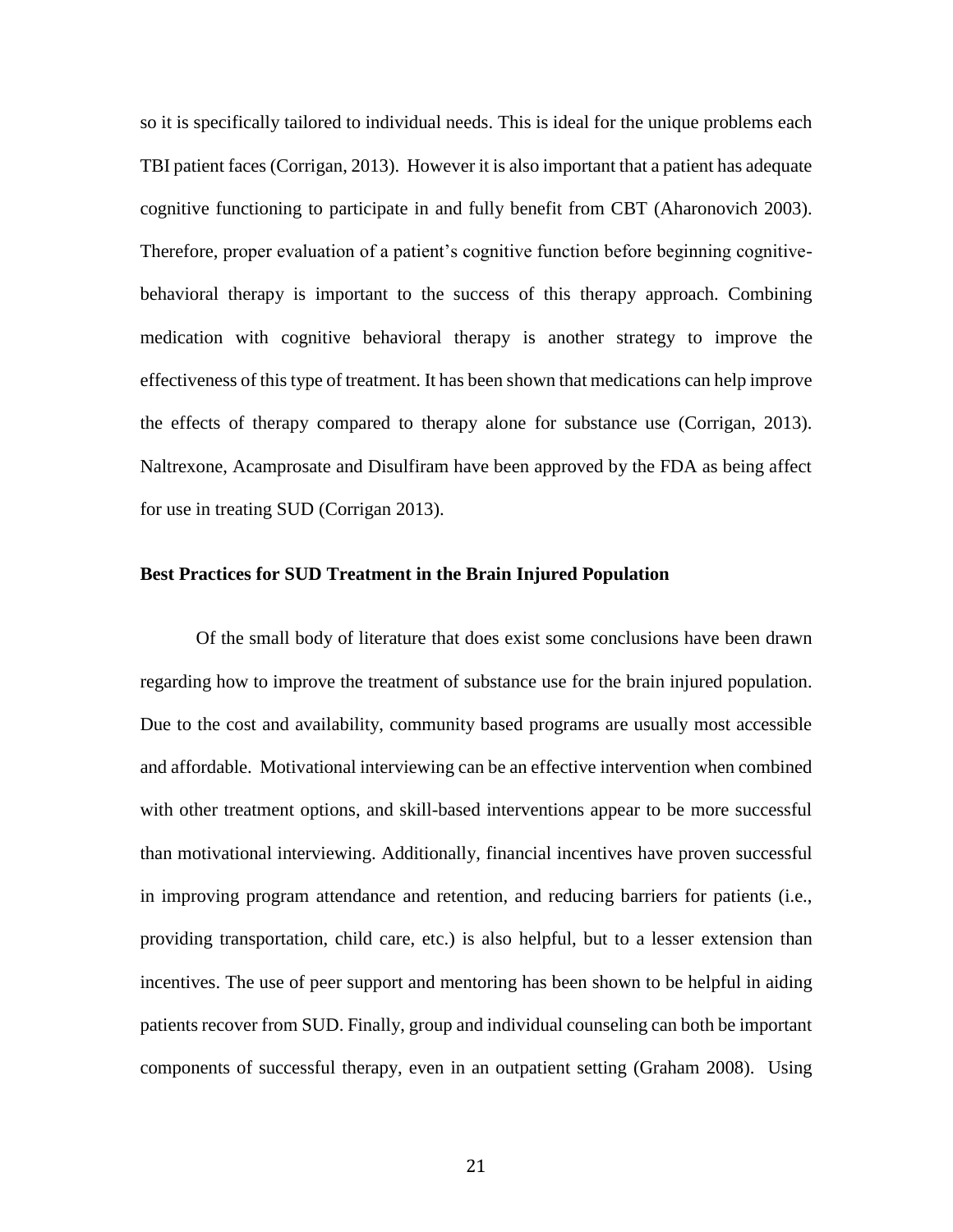so it is specifically tailored to individual needs. This is ideal for the unique problems each TBI patient faces (Corrigan, 2013). However it is also important that a patient has adequate cognitive functioning to participate in and fully benefit from CBT (Aharonovich 2003). Therefore, proper evaluation of a patient's cognitive function before beginning cognitive-behavioral therapy is important to the success of this therapy approach. Combining medication with cognitive behavioral therapy is another strategy to improve the effectiveness of this type of treatment. It has been shown that medications can help improve the effects of therapy compared to therapy alone for substance use (Corrigan, 2013). Naltrexone, Acamprosate and Disulfiram have been approved by the FDA as being affect for use in treating SUD (Corrigan 2013).

**Best Practices for SUD Treatment in the Brain Injured Population**

Of the small body of literature that does exist some conclusions have been drawn regarding how to improve the treatment of substance use for the brain injured population. Due to the cost and availability, community based programs are usually most accessible and affordable. Motivational interviewing can be an effective intervention when combined with other treatment options, and skill-based interventions appear to be more successful than motivational interviewing. Additionally, financial incentives have proven successful in improving program attendance and retention, and reducing barriers for patients (i.e., providing transportation, child care, etc.) is also helpful, but to a lesser extension than incentives. The use of peer support and mentoring has been shown to be helpful in aiding patients recover from SUD. Finally, group and individual counseling can both be important components of successful therapy, even in an outpatient setting (Graham 2008). Using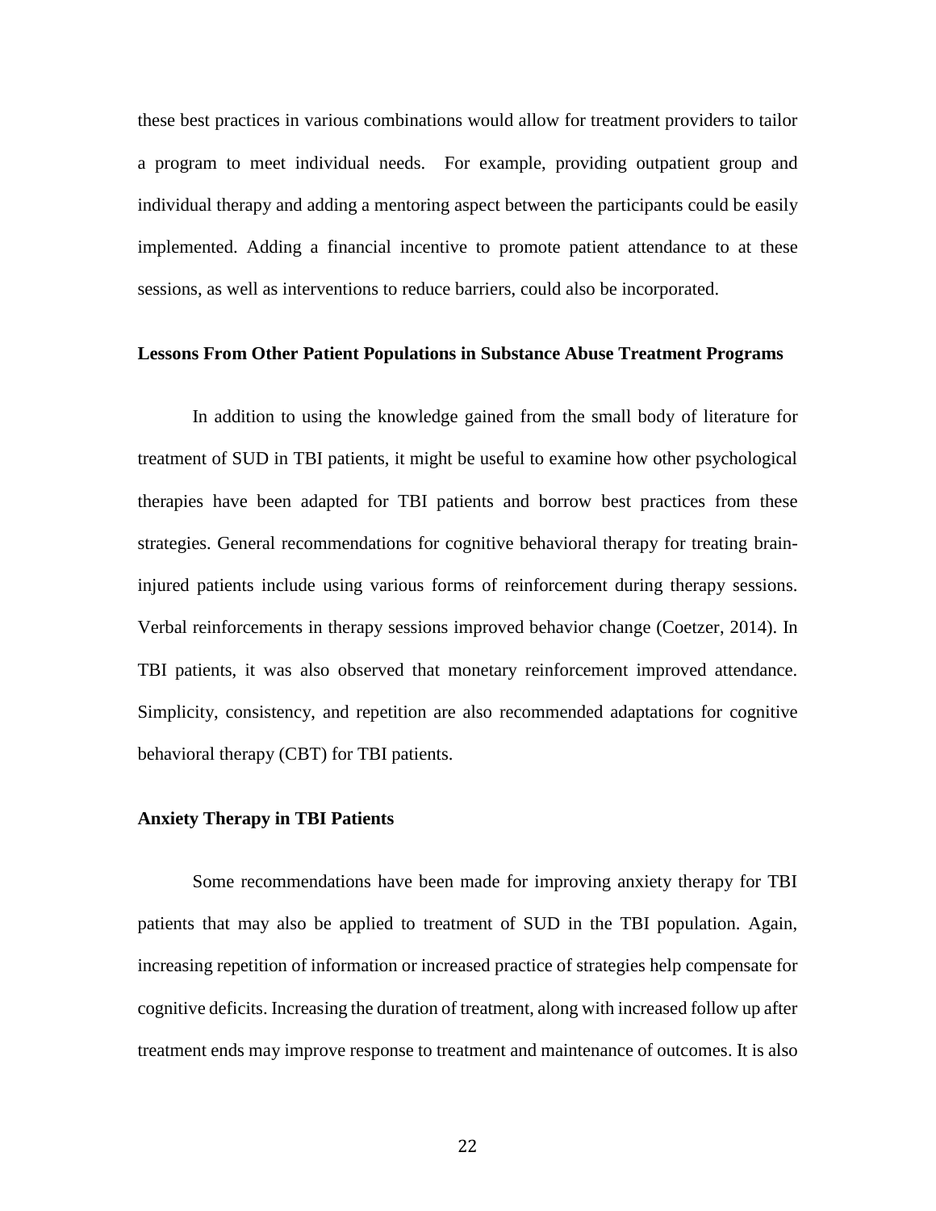these best practices in various combinations would allow for treatment providers to tailor a program to meet individual needs. For example, providing outpatient group and individual therapy and adding a mentoring aspect between the participants could be easily implemented. Adding a financial incentive to promote patient attendance to at these sessions, as well as interventions to reduce barriers, could also be incorporated.

**Lessons From Other Patient Populations in Substance Abuse Treatment Programs**

In addition to using the knowledge gained from the small body of literature for treatment of SUD in TBI patients, it might be useful to examine how other psychological therapies have been adapted for TBI patients and borrow best practices from these strategies. General recommendations for cognitive behavioral therapy for treating brain-injured patients include using various forms of reinforcement during therapy sessions. Verbal reinforcements in therapy sessions improved behavior change (Coetzer, 2014). In TBI patients, it was also observed that monetary reinforcement improved attendance. Simplicity, consistency, and repetition are also recommended adaptations for cognitive behavioral therapy (CBT) for TBI patients.

**Anxiety Therapy in TBI Patients**

Some recommendations have been made for improving anxiety therapy for TBI patients that may also be applied to treatment of SUD in the TBI population. Again, increasing repetition of information or increased practice of strategies help compensate for cognitive deficits. Increasing the duration of treatment, along with increased follow up after treatment ends may improve response to treatment and maintenance of outcomes. It is also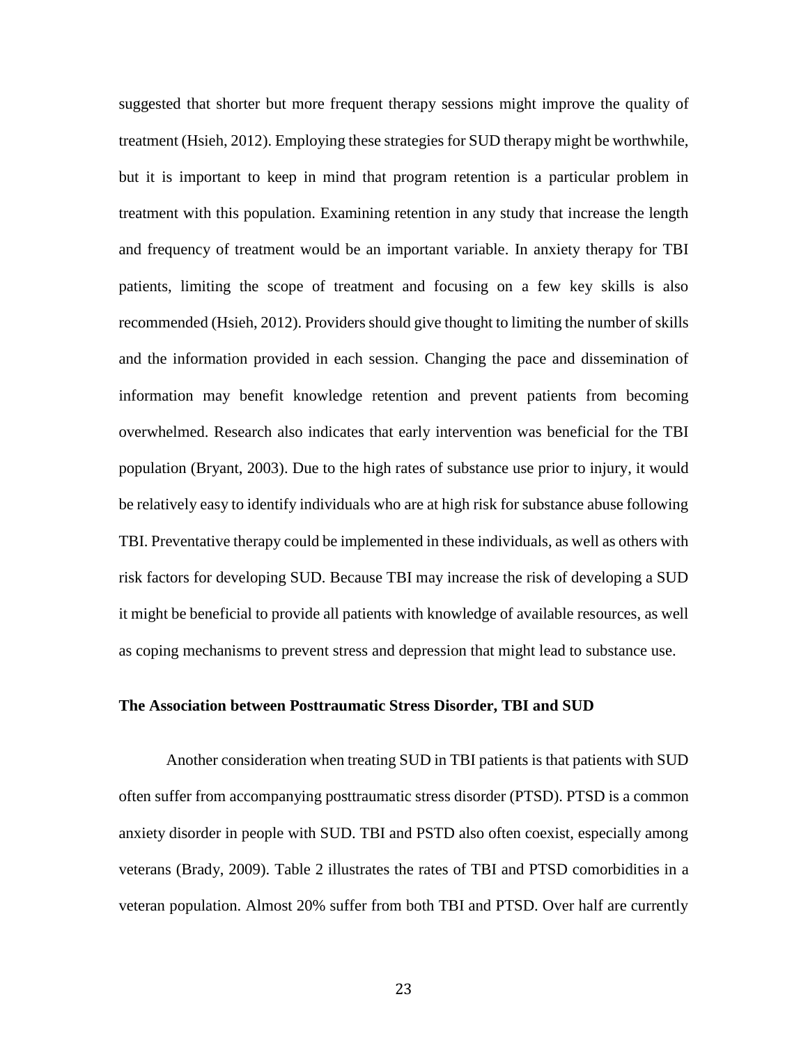suggested that shorter but more frequent therapy sessions might improve the quality of treatment (Hsieh, 2012). Employing these strategies for SUD therapy might be worthwhile, but it is important to keep in mind that program retention is a particular problem in treatment with this population. Examining retention in any study that increase the length and frequency of treatment would be an important variable. In anxiety therapy for TBI patients, limiting the scope of treatment and focusing on a few key skills is also recommended (Hsieh, 2012). Providers should give thought to limiting the number of skills and the information provided in each session. Changing the pace and dissemination of information may benefit knowledge retention and prevent patients from becoming overwhelmed. Research also indicates that early intervention was beneficial for the TBI population (Bryant, 2003). Due to the high rates of substance use prior to injury, it would be relatively easy to identify individuals who are at high risk for substance abuse following TBI. Preventative therapy could be implemented in these individuals, as well as others with risk factors for developing SUD. Because TBI may increase the risk of developing a SUD it might be beneficial to provide all patients with knowledge of available resources, as well as coping mechanisms to prevent stress and depression that might lead to substance use.

**The Association between Posttraumatic Stress Disorder, TBI and SUD**

Another consideration when treating SUD in TBI patients is that patients with SUD often suffer from accompanying posttraumatic stress disorder (PTSD). PTSD is a common anxiety disorder in people with SUD. TBI and PSTD also often coexist, especially among veterans (Brady, 2009). Table 2 illustrates the rates of TBI and PTSD comorbidities in a veteran population. Almost 20% suffer from both TBI and PTSD. Over half are currently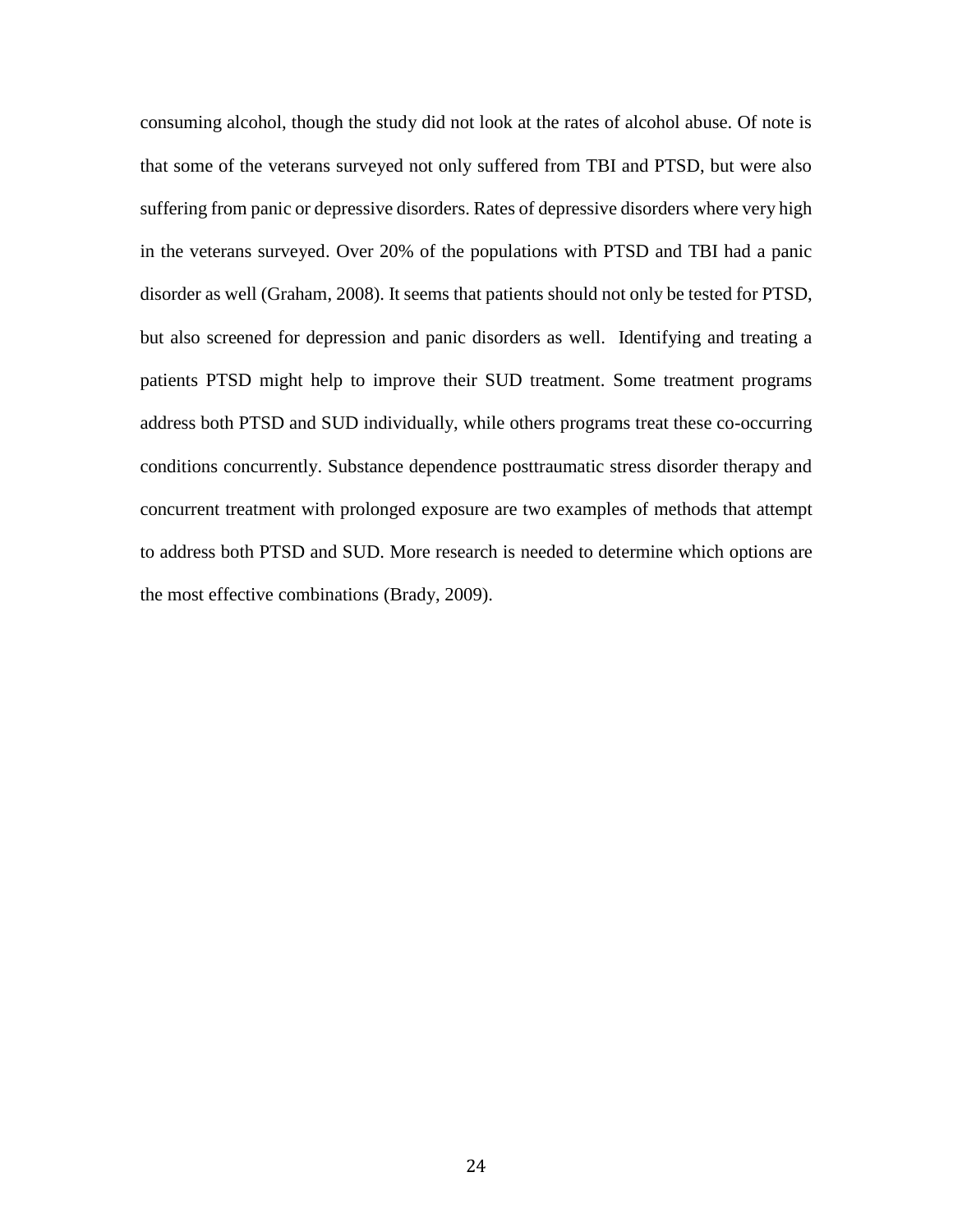consuming alcohol, though the study did not look at the rates of alcohol abuse. Of note is that some of the veterans surveyed not only suffered from TBI and PTSD, but were also suffering from panic or depressive disorders. Rates of depressive disorders where very high in the veterans surveyed. Over 20% of the populations with PTSD and TBI had a panic disorder as well (Graham, 2008). It seems that patients should not only be tested for PTSD, but also screened for depression and panic disorders as well. Identifying and treating a patients PTSD might help to improve their SUD treatment. Some treatment programs address both PTSD and SUD individually, while others programs treat these co-occurring conditions concurrently. Substance dependence posttraumatic stress disorder therapy and concurrent treatment with prolonged exposure are two examples of methods that attempt to address both PTSD and SUD. More research is needed to determine which options are the most effective combinations (Brady, 2009).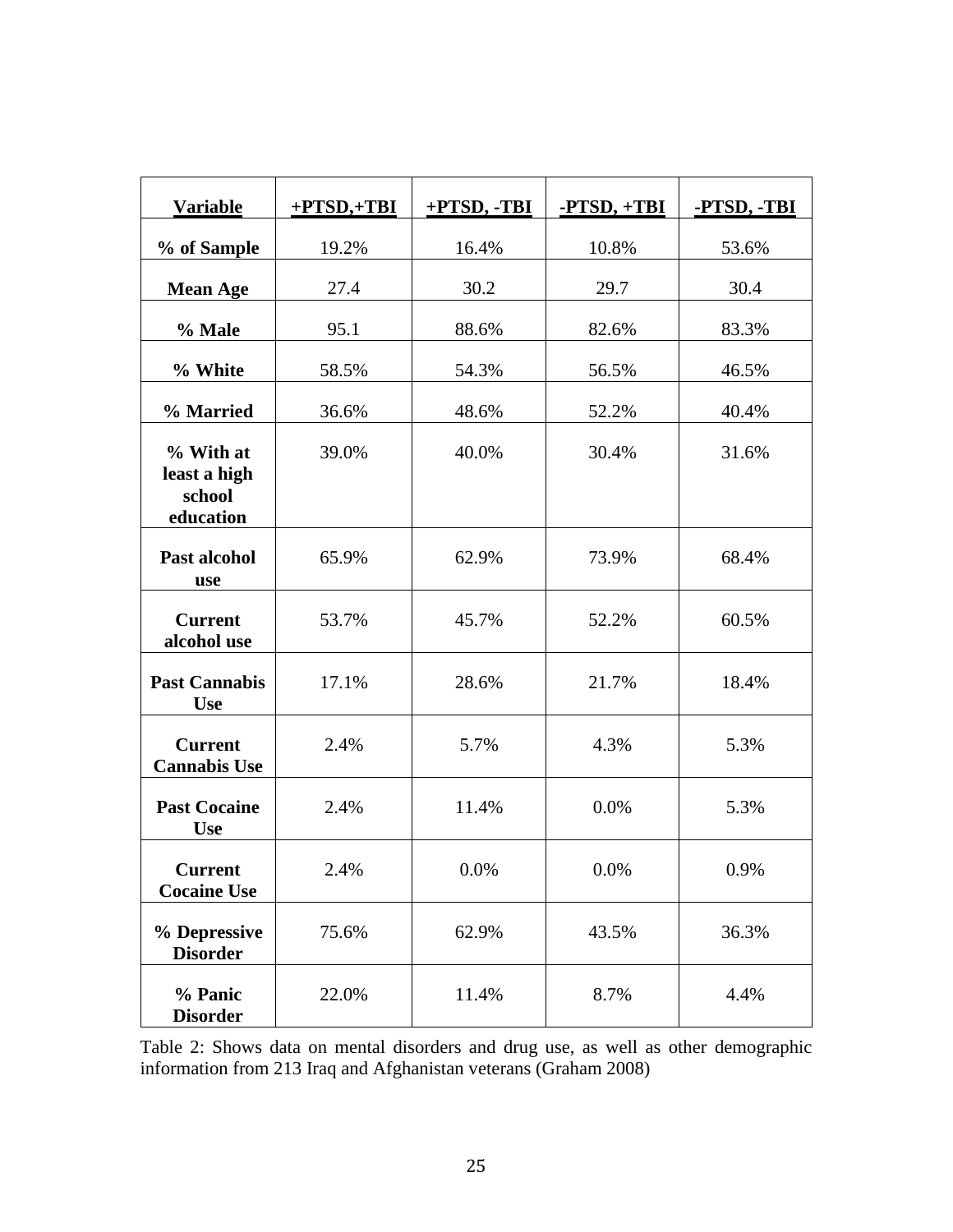| Variable | +PTSD,+TBI | +PTSD, -TBI | -PTSD, +TBI | -PTSD, -TBI |
|---|---|---|---|---|
| % of Sample | 19.2% | 16.4% | 10.8% | 53.6% |
| Mean Age | 27.4 | 30.2 | 29.7 | 30.4 |
| % Male | 95.1 | 88.6% | 82.6% | 83.3% |
| % White | 58.5% | 54.3% | 56.5% | 46.5% |
| % Married | 36.6% | 48.6% | 52.2% | 40.4% |
| % With at least a high school education | 39.0% | 40.0% | 30.4% | 31.6% |
| Past alcohol use | 65.9% | 62.9% | 73.9% | 68.4% |
| Current alcohol use | 53.7% | 45.7% | 52.2% | 60.5% |
| Past Cannabis Use | 17.1% | 28.6% | 21.7% | 18.4% |
| Current Cannabis Use | 2.4% | 5.7% | 4.3% | 5.3% |
| Past Cocaine Use | 2.4% | 11.4% | 0.0% | 5.3% |
| Current Cocaine Use | 2.4% | 0.0% | 0.0% | 0.9% |
| % Depressive Disorder | 75.6% | 62.9% | 43.5% | 36.3% |
| % Panic Disorder | 22.0% | 11.4% | 8.7% | 4.4% |

Table 2: Shows data on mental disorders and drug use, as well as other demographic information from 213 Iraq and Afghanistan veterans (Graham 2008)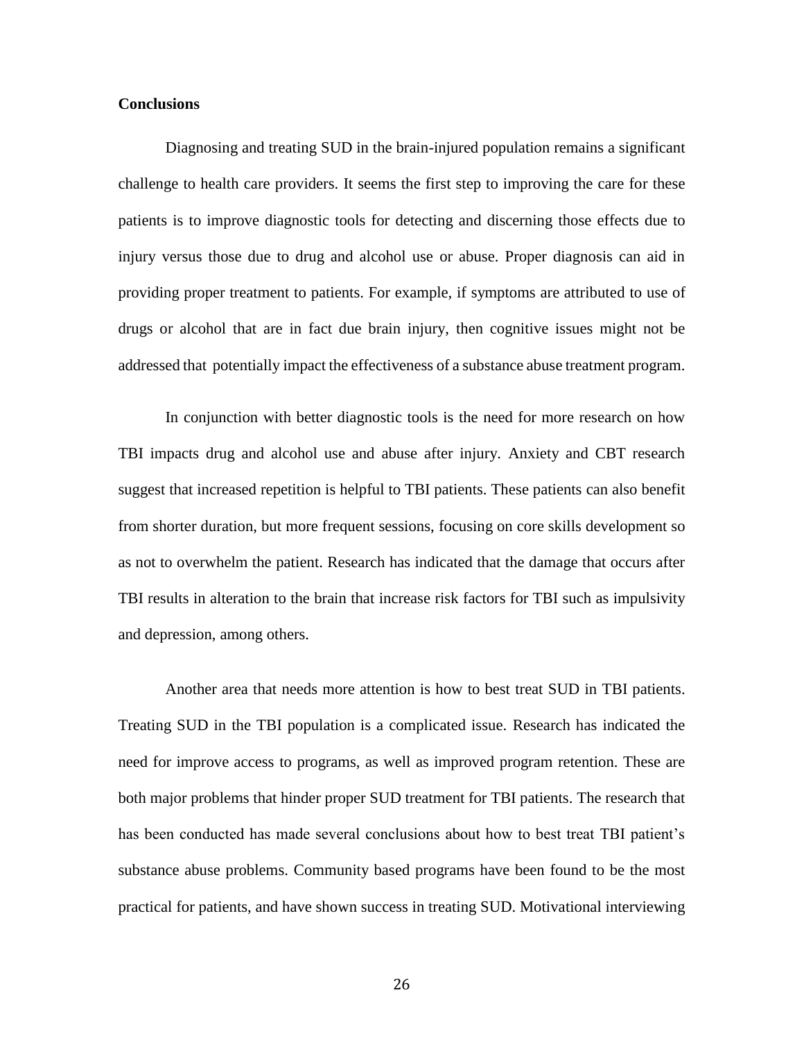**Conclusions**

Diagnosing and treating SUD in the brain-injured population remains a significant challenge to health care providers. It seems the first step to improving the care for these patients is to improve diagnostic tools for detecting and discerning those effects due to injury versus those due to drug and alcohol use or abuse. Proper diagnosis can aid in providing proper treatment to patients. For example, if symptoms are attributed to use of drugs or alcohol that are in fact due brain injury, then cognitive issues might not be addressed that potentially impact the effectiveness of a substance abuse treatment program.

In conjunction with better diagnostic tools is the need for more research on how TBI impacts drug and alcohol use and abuse after injury. Anxiety and CBT research suggest that increased repetition is helpful to TBI patients. These patients can also benefit from shorter duration, but more frequent sessions, focusing on core skills development so as not to overwhelm the patient. Research has indicated that the damage that occurs after TBI results in alteration to the brain that increase risk factors for TBI such as impulsivity and depression, among others.

Another area that needs more attention is how to best treat SUD in TBI patients. Treating SUD in the TBI population is a complicated issue. Research has indicated the need for improve access to programs, as well as improved program retention. These are both major problems that hinder proper SUD treatment for TBI patients. The research that has been conducted has made several conclusions about how to best treat TBI patient's substance abuse problems. Community based programs have been found to be the most practical for patients, and have shown success in treating SUD. Motivational interviewing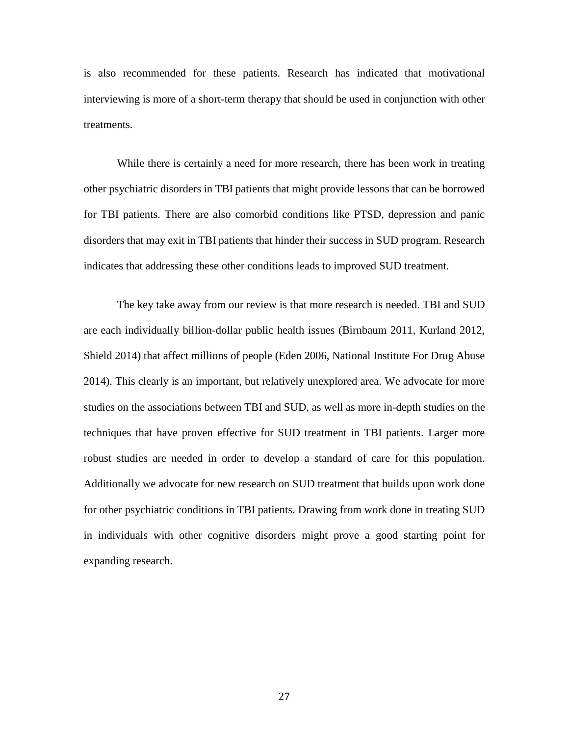is also recommended for these patients. Research has indicated that motivational interviewing is more of a short-term therapy that should be used in conjunction with other treatments.

While there is certainly a need for more research, there has been work in treating other psychiatric disorders in TBI patients that might provide lessons that can be borrowed for TBI patients. There are also comorbid conditions like PTSD, depression and panic disorders that may exit in TBI patients that hinder their success in SUD program. Research indicates that addressing these other conditions leads to improved SUD treatment.

The key take away from our review is that more research is needed. TBI and SUD are each individually billion-dollar public health issues (Birnbaum 2011, Kurland 2012, Shield 2014) that affect millions of people (Eden 2006, National Institute For Drug Abuse 2014). This clearly is an important, but relatively unexplored area. We advocate for more studies on the associations between TBI and SUD, as well as more in-depth studies on the techniques that have proven effective for SUD treatment in TBI patients. Larger more robust studies are needed in order to develop a standard of care for this population. Additionally we advocate for new research on SUD treatment that builds upon work done for other psychiatric conditions in TBI patients. Drawing from work done in treating SUD in individuals with other cognitive disorders might prove a good starting point for expanding research.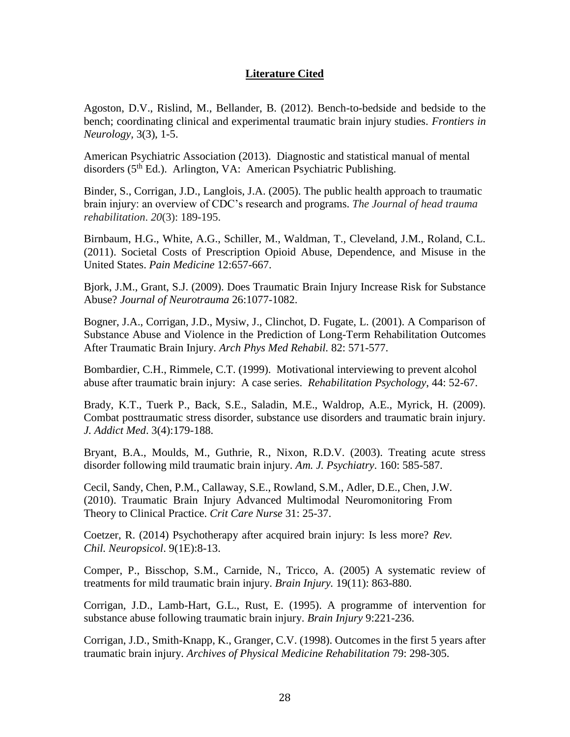## Literature Cited

Agoston, D.V., Rislind, M., Bellander, B. (2012). Bench-to-bedside and bedside to the bench; coordinating clinical and experimental traumatic brain injury studies. *Frontiers in Neurology,* 3(3), 1-5.

American Psychiatric Association (2013). Diagnostic and statistical manual of mental disorders (5th Ed.). Arlington, VA: American Psychiatric Publishing.

Binder, S., Corrigan, J.D., Langlois, J.A. (2005). The public health approach to traumatic brain injury: an overview of CDC's research and programs. *The Journal of head trauma rehabilitation*. *20*(3): 189-195.

Birnbaum, H.G., White, A.G., Schiller, M., Waldman, T., Cleveland, J.M., Roland, C.L. (2011). Societal Costs of Prescription Opioid Abuse, Dependence, and Misuse in the United States. *Pain Medicine* 12:657-667.

Bjork, J.M., Grant, S.J. (2009). Does Traumatic Brain Injury Increase Risk for Substance Abuse? *Journal of Neurotrauma* 26:1077-1082.

Bogner, J.A., Corrigan, J.D., Mysiw, J., Clinchot, D. Fugate, L. (2001). A Comparison of Substance Abuse and Violence in the Prediction of Long-Term Rehabilitation Outcomes After Traumatic Brain Injury. *Arch Phys Med Rehabil.* 82: 571-577.

Bombardier, C.H., Rimmele, C.T. (1999). Motivational interviewing to prevent alcohol abuse after traumatic brain injury: A case series. *Rehabilitation Psychology,* 44: 52-67.

Brady, K.T., Tuerk P., Back, S.E., Saladin, M.E., Waldrop, A.E., Myrick, H. (2009). Combat posttraumatic stress disorder, substance use disorders and traumatic brain injury. *J. Addict Med*. 3(4):179-188.

Bryant, B.A., Moulds, M., Guthrie, R., Nixon, R.D.V. (2003). Treating acute stress disorder following mild traumatic brain injury. *Am. J. Psychiatry*. 160: 585-587.

Cecil, Sandy, Chen, P.M., Callaway, S.E., Rowland, S.M., Adler, D.E., Chen, J.W. (2010). Traumatic Brain Injury Advanced Multimodal Neuromonitoring From Theory to Clinical Practice. *Crit Care Nurse* 31: 25-37.

Coetzer, R. (2014) Psychotherapy after acquired brain injury: Is less more? *Rev. Chil. Neuropsicol*. 9(1E):8-13.

Comper, P., Bisschop, S.M., Carnide, N., Tricco, A. (2005) A systematic review of treatments for mild traumatic brain injury. *Brain Injury.* 19(11): 863-880.

Corrigan, J.D., Lamb-Hart, G.L., Rust, E. (1995). A programme of intervention for substance abuse following traumatic brain injury. *Brain Injury* 9:221-236.

Corrigan, J.D., Smith-Knapp, K., Granger, C.V. (1998). Outcomes in the first 5 years after traumatic brain injury. *Archives of Physical Medicine Rehabilitation* 79: 298-305.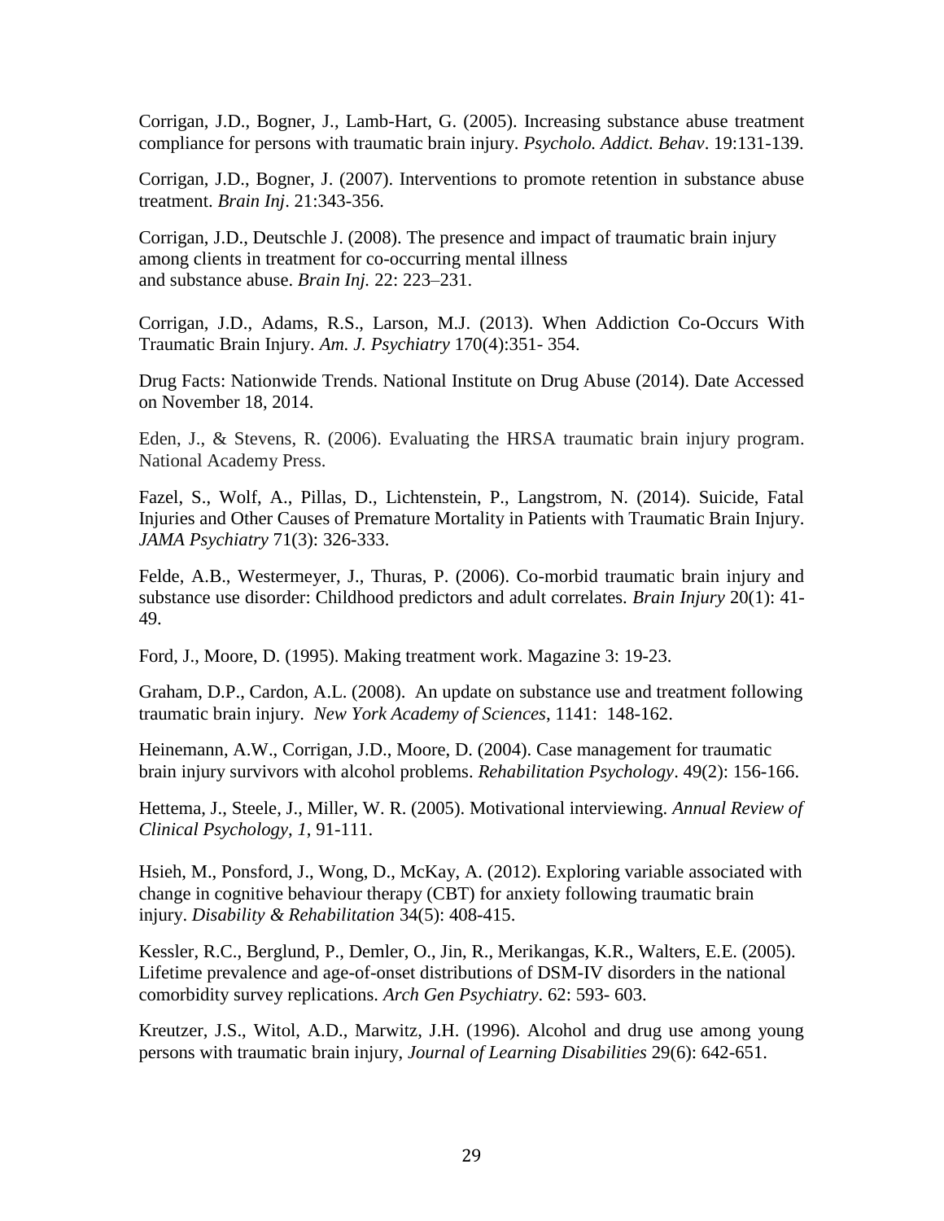Corrigan, J.D., Bogner, J., Lamb-Hart, G. (2005). Increasing substance abuse treatment compliance for persons with traumatic brain injury. *Psycholo. Addict. Behav*. 19:131-139.

Corrigan, J.D., Bogner, J. (2007). Interventions to promote retention in substance abuse treatment. *Brain Inj*. 21:343-356.

Corrigan, J.D., Deutschle J. (2008). The presence and impact of traumatic brain injury among clients in treatment for co-occurring mental illness and substance abuse. *Brain Inj.* 22: 223–231.

Corrigan, J.D., Adams, R.S., Larson, M.J. (2013). When Addiction Co-Occurs With Traumatic Brain Injury. *Am. J. Psychiatry* 170(4):351- 354.

Drug Facts: Nationwide Trends. National Institute on Drug Abuse (2014). Date Accessed on November 18, 2014.

Eden, J., & Stevens, R. (2006). Evaluating the HRSA traumatic brain injury program. National Academy Press.

Fazel, S., Wolf, A., Pillas, D., Lichtenstein, P., Langstrom, N. (2014). Suicide, Fatal Injuries and Other Causes of Premature Mortality in Patients with Traumatic Brain Injury. *JAMA Psychiatry* 71(3): 326-333.

Felde, A.B., Westermeyer, J., Thuras, P. (2006). Co-morbid traumatic brain injury and substance use disorder: Childhood predictors and adult correlates. *Brain Injury* 20(1): 41-49.

Ford, J., Moore, D. (1995). Making treatment work. Magazine 3: 19-23.

Graham, D.P., Cardon, A.L. (2008). An update on substance use and treatment following traumatic brain injury. *New York Academy of Sciences*, 1141: 148-162.

Heinemann, A.W., Corrigan, J.D., Moore, D. (2004). Case management for traumatic brain injury survivors with alcohol problems. *Rehabilitation Psychology*. 49(2): 156-166.

Hettema, J., Steele, J., Miller, W. R. (2005). Motivational interviewing. *Annual Review of Clinical Psychology, 1*, 91-111.

Hsieh, M., Ponsford, J., Wong, D., McKay, A. (2012). Exploring variable associated with change in cognitive behaviour therapy (CBT) for anxiety following traumatic brain injury. *Disability & Rehabilitation* 34(5): 408-415.

Kessler, R.C., Berglund, P., Demler, O., Jin, R., Merikangas, K.R., Walters, E.E. (2005). Lifetime prevalence and age-of-onset distributions of DSM-IV disorders in the national comorbidity survey replications. *Arch Gen Psychiatry*. 62: 593- 603.

Kreutzer, J.S., Witol, A.D., Marwitz, J.H. (1996). Alcohol and drug use among young persons with traumatic brain injury, *Journal of Learning Disabilities* 29(6): 642-651.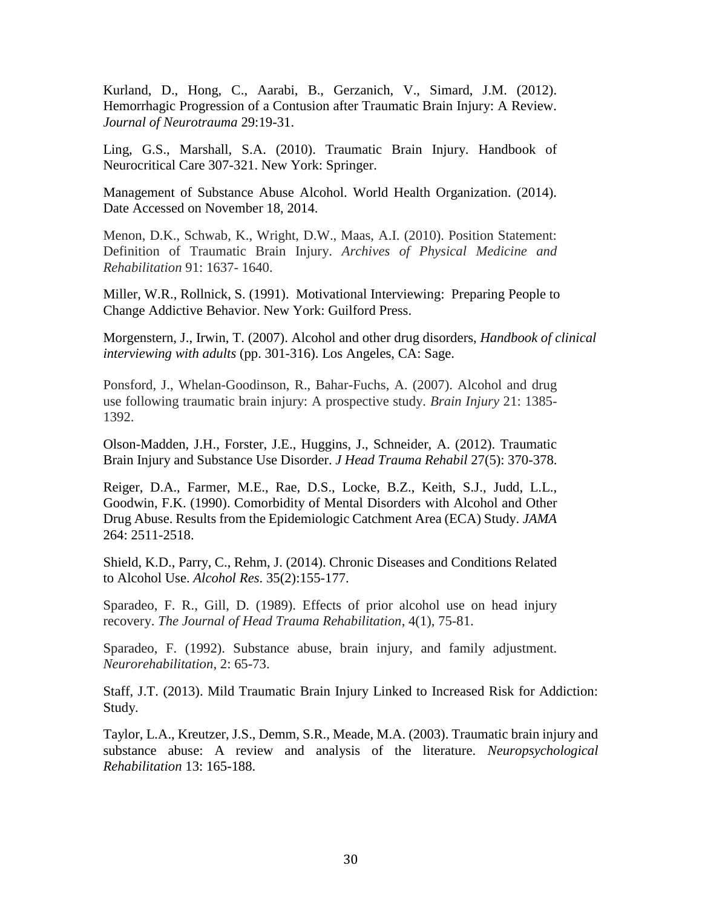Kurland, D., Hong, C., Aarabi, B., Gerzanich, V., Simard, J.M. (2012). Hemorrhagic Progression of a Contusion after Traumatic Brain Injury: A Review. *Journal of Neurotrauma* 29:19-31.

Ling, G.S., Marshall, S.A. (2010). Traumatic Brain Injury. Handbook of Neurocritical Care 307-321. New York: Springer.

Management of Substance Abuse Alcohol. World Health Organization. (2014). Date Accessed on November 18, 2014.

Menon, D.K., Schwab, K., Wright, D.W., Maas, A.I. (2010). Position Statement: Definition of Traumatic Brain Injury. *Archives of Physical Medicine and Rehabilitation* 91: 1637- 1640.

Miller, W.R., Rollnick, S. (1991). Motivational Interviewing: Preparing People to Change Addictive Behavior. New York: Guilford Press.

Morgenstern, J., Irwin, T. (2007). Alcohol and other drug disorders, *Handbook of clinical interviewing with adults* (pp. 301-316). Los Angeles, CA: Sage.

Ponsford, J., Whelan-Goodinson, R., Bahar-Fuchs, A. (2007). Alcohol and drug use following traumatic brain injury: A prospective study. *Brain Injury* 21: 1385-1392.

Olson-Madden, J.H., Forster, J.E., Huggins, J., Schneider, A. (2012). Traumatic Brain Injury and Substance Use Disorder. *J Head Trauma Rehabil* 27(5): 370-378.

Reiger, D.A., Farmer, M.E., Rae, D.S., Locke, B.Z., Keith, S.J., Judd, L.L., Goodwin, F.K. (1990). Comorbidity of Mental Disorders with Alcohol and Other Drug Abuse. Results from the Epidemiologic Catchment Area (ECA) Study. *JAMA* 264: 2511-2518.

Shield, K.D., Parry, C., Rehm, J. (2014). Chronic Diseases and Conditions Related to Alcohol Use. *Alcohol Res*. 35(2):155-177.

Sparadeo, F. R., Gill, D. (1989). Effects of prior alcohol use on head injury recovery. *The Journal of Head Trauma Rehabilitation*, 4(1), 75-81.

Sparadeo, F. (1992). Substance abuse, brain injury, and family adjustment. *Neurorehabilitation*, 2: 65-73.

Staff, J.T. (2013). Mild Traumatic Brain Injury Linked to Increased Risk for Addiction: Study.

Taylor, L.A., Kreutzer, J.S., Demm, S.R., Meade, M.A. (2003). Traumatic brain injury and substance abuse: A review and analysis of the literature. *Neuropsychological Rehabilitation* 13: 165-188.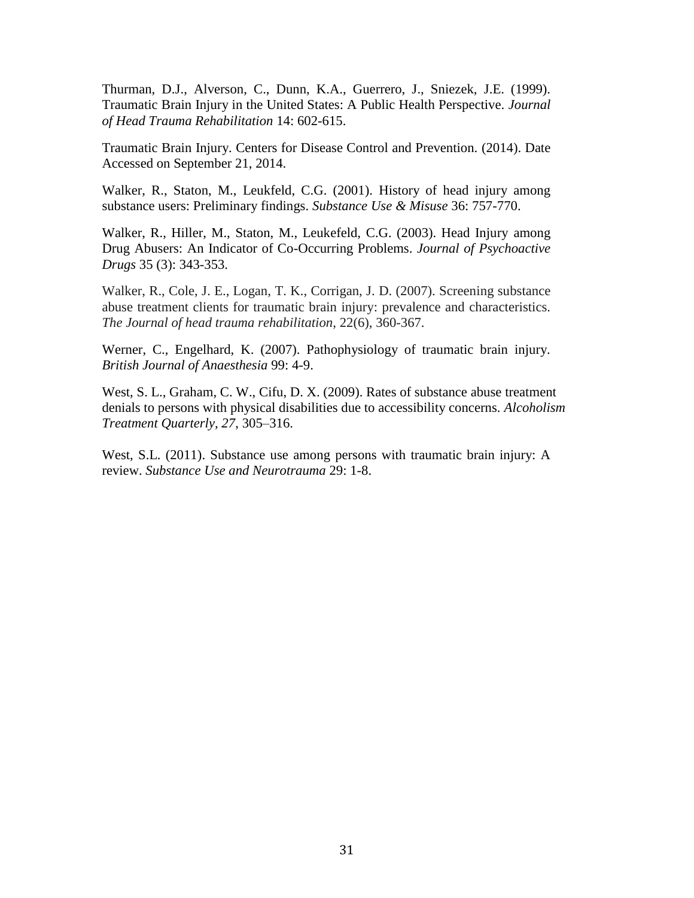Thurman, D.J., Alverson, C., Dunn, K.A., Guerrero, J., Sniezek, J.E. (1999). Traumatic Brain Injury in the United States: A Public Health Perspective. *Journal of Head Trauma Rehabilitation* 14: 602-615.

Traumatic Brain Injury. Centers for Disease Control and Prevention. (2014). Date Accessed on September 21, 2014.

Walker, R., Staton, M., Leukfeld, C.G. (2001). History of head injury among substance users: Preliminary findings. *Substance Use & Misuse* 36: 757-770.

Walker, R., Hiller, M., Staton, M., Leukefeld, C.G. (2003). Head Injury among Drug Abusers: An Indicator of Co-Occurring Problems. *Journal of Psychoactive Drugs* 35 (3): 343-353.

Walker, R., Cole, J. E., Logan, T. K., Corrigan, J. D. (2007). Screening substance abuse treatment clients for traumatic brain injury: prevalence and characteristics. *The Journal of head trauma rehabilitation*, 22(6), 360-367.

Werner, C., Engelhard, K. (2007). Pathophysiology of traumatic brain injury. *British Journal of Anaesthesia* 99: 4-9.

West, S. L., Graham, C. W., Cifu, D. X. (2009). Rates of substance abuse treatment denials to persons with physical disabilities due to accessibility concerns. *Alcoholism Treatment Quarterly*, *27*, 305–316.

West, S.L. (2011). Substance use among persons with traumatic brain injury: A review. *Substance Use and Neurotrauma* 29: 1-8.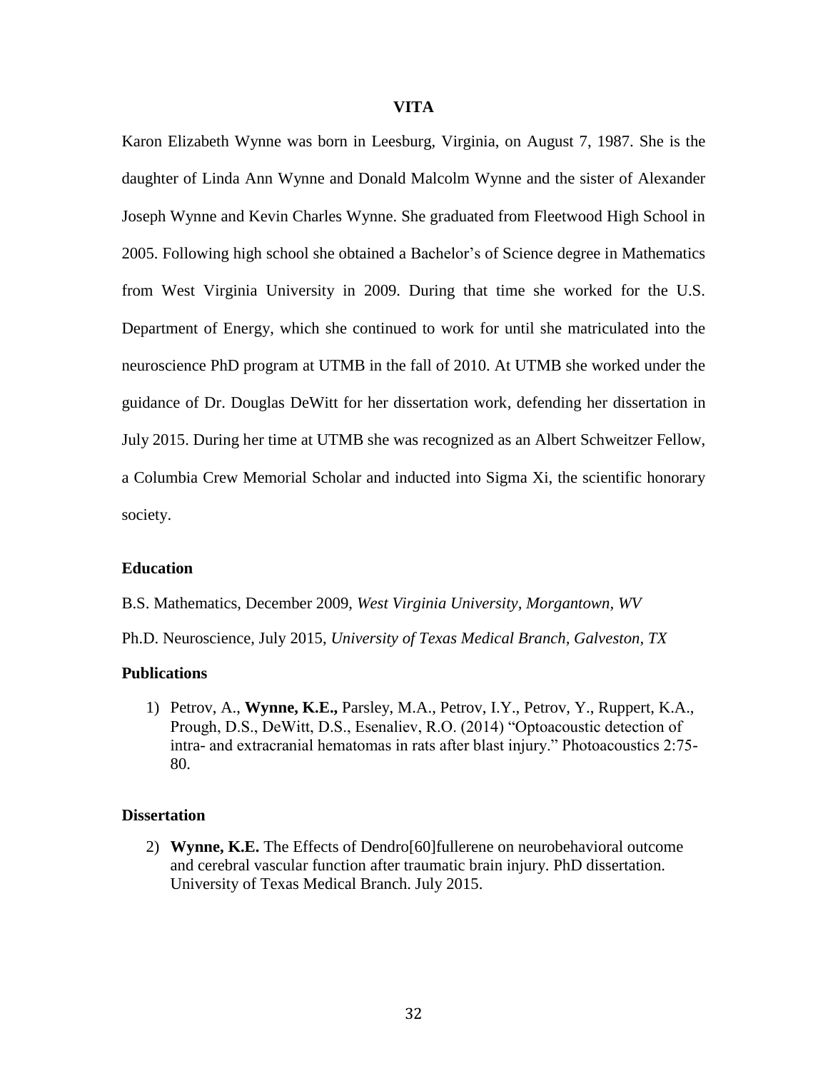# VITA

Karon Elizabeth Wynne was born in Leesburg, Virginia, on August 7, 1987. She is the daughter of Linda Ann Wynne and Donald Malcolm Wynne and the sister of Alexander Joseph Wynne and Kevin Charles Wynne. She graduated from Fleetwood High School in 2005. Following high school she obtained a Bachelor's of Science degree in Mathematics from West Virginia University in 2009. During that time she worked for the U.S. Department of Energy, which she continued to work for until she matriculated into the neuroscience PhD program at UTMB in the fall of 2010. At UTMB she worked under the guidance of Dr. Douglas DeWitt for her dissertation work, defending her dissertation in July 2015. During her time at UTMB she was recognized as an Albert Schweitzer Fellow, a Columbia Crew Memorial Scholar and inducted into Sigma Xi, the scientific honorary society.

### Education

B.S. Mathematics, December 2009, *West Virginia University, Morgantown, WV*

Ph.D. Neuroscience, July 2015, *University of Texas Medical Branch, Galveston, TX*

### Publications

1) Petrov, A., **Wynne, K.E.,** Parsley, M.A., Petrov, I.Y., Petrov, Y., Ruppert, K.A., Prough, D.S., DeWitt, D.S., Esenaliev, R.O. (2014) "Optoacoustic detection of intra- and extracranial hematomas in rats after blast injury." Photoacoustics 2:75-80.

### Dissertation

2) **Wynne, K.E.** The Effects of Dendro[60]fullerene on neurobehavioral outcome and cerebral vascular function after traumatic brain injury. PhD dissertation. University of Texas Medical Branch. July 2015.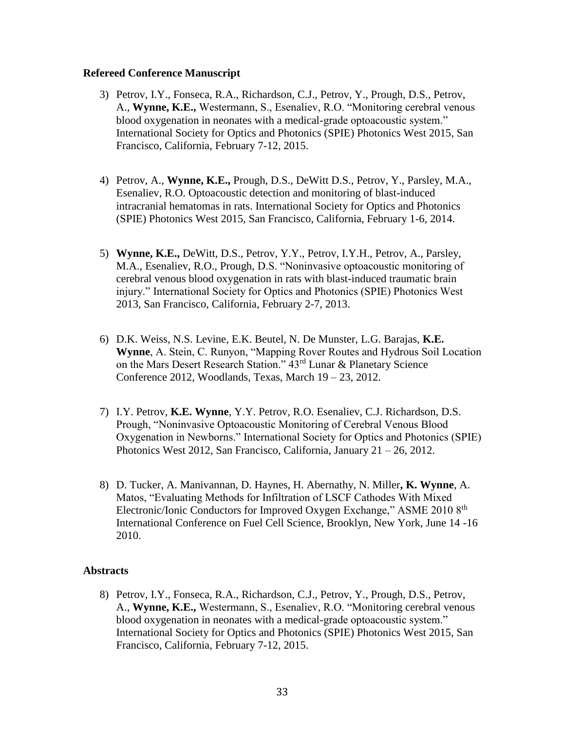### Refereed Conference Manuscript

3) Petrov, I.Y., Fonseca, R.A., Richardson, C.J., Petrov, Y., Prough, D.S., Petrov, A., **Wynne, K.E.,** Westermann, S., Esenaliev, R.O. "Monitoring cerebral venous blood oxygenation in neonates with a medical-grade optoacoustic system." International Society for Optics and Photonics (SPIE) Photonics West 2015, San Francisco, California, February 7-12, 2015.

4) Petrov, A., **Wynne, K.E.,** Prough, D.S., DeWitt D.S., Petrov, Y., Parsley, M.A., Esenaliev, R.O. Optoacoustic detection and monitoring of blast-induced intracranial hematomas in rats. International Society for Optics and Photonics (SPIE) Photonics West 2015, San Francisco, California, February 1-6, 2014.

5) **Wynne, K.E.,** DeWitt, D.S., Petrov, Y.Y., Petrov, I.Y.H., Petrov, A., Parsley, M.A., Esenaliev, R.O., Prough, D.S. "Noninvasive optoacoustic monitoring of cerebral venous blood oxygenation in rats with blast-induced traumatic brain injury." International Society for Optics and Photonics (SPIE) Photonics West 2013, San Francisco, California, February 2-7, 2013.

6) D.K. Weiss, N.S. Levine, E.K. Beutel, N. De Munster, L.G. Barajas, **K.E. Wynne**, A. Stein, C. Runyon, "Mapping Rover Routes and Hydrous Soil Location on the Mars Desert Research Station." 43rd Lunar & Planetary Science Conference 2012, Woodlands, Texas, March 19 – 23, 2012.

7) I.Y. Petrov, **K.E. Wynne**, Y.Y. Petrov, R.O. Esenaliev, C.J. Richardson, D.S. Prough, "Noninvasive Optoacoustic Monitoring of Cerebral Venous Blood Oxygenation in Newborns." International Society for Optics and Photonics (SPIE) Photonics West 2012, San Francisco, California, January 21 – 26, 2012.

8) D. Tucker, A. Manivannan, D. Haynes, H. Abernathy, N. Miller**, K. Wynne**, A. Matos, "Evaluating Methods for Infiltration of LSCF Cathodes With Mixed Electronic/Ionic Conductors for Improved Oxygen Exchange," ASME 2010 8th International Conference on Fuel Cell Science, Brooklyn, New York, June 14 -16 2010.

### Abstracts

8) Petrov, I.Y., Fonseca, R.A., Richardson, C.J., Petrov, Y., Prough, D.S., Petrov, A., **Wynne, K.E.,** Westermann, S., Esenaliev, R.O. "Monitoring cerebral venous blood oxygenation in neonates with a medical-grade optoacoustic system." International Society for Optics and Photonics (SPIE) Photonics West 2015, San Francisco, California, February 7-12, 2015.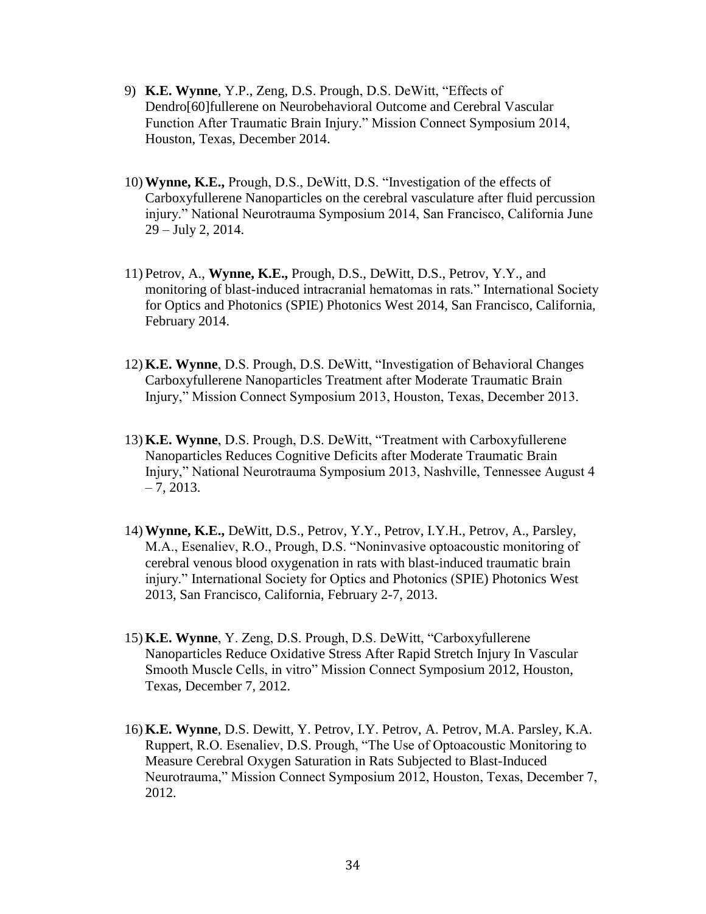9) **K.E. Wynne**, Y.P., Zeng, D.S. Prough, D.S. DeWitt, "Effects of Dendro[60]fullerene on Neurobehavioral Outcome and Cerebral Vascular Function After Traumatic Brain Injury." Mission Connect Symposium 2014, Houston, Texas, December 2014.

10) **Wynne, K.E.,** Prough, D.S., DeWitt, D.S. "Investigation of the effects of Carboxyfullerene Nanoparticles on the cerebral vasculature after fluid percussion injury." National Neurotrauma Symposium 2014, San Francisco, California June 29 – July 2, 2014.

11) Petrov, A., **Wynne, K.E.,** Prough, D.S., DeWitt, D.S., Petrov, Y.Y., and monitoring of blast-induced intracranial hematomas in rats." International Society for Optics and Photonics (SPIE) Photonics West 2014, San Francisco, California, February 2014.

12) **K.E. Wynne**, D.S. Prough, D.S. DeWitt, "Investigation of Behavioral Changes Carboxyfullerene Nanoparticles Treatment after Moderate Traumatic Brain Injury," Mission Connect Symposium 2013, Houston, Texas, December 2013.

13) **K.E. Wynne**, D.S. Prough, D.S. DeWitt, "Treatment with Carboxyfullerene Nanoparticles Reduces Cognitive Deficits after Moderate Traumatic Brain Injury," National Neurotrauma Symposium 2013, Nashville, Tennessee August 4 – 7, 2013.

14) **Wynne, K.E.,** DeWitt, D.S., Petrov, Y.Y., Petrov, I.Y.H., Petrov, A., Parsley, M.A., Esenaliev, R.O., Prough, D.S. "Noninvasive optoacoustic monitoring of cerebral venous blood oxygenation in rats with blast-induced traumatic brain injury." International Society for Optics and Photonics (SPIE) Photonics West 2013, San Francisco, California, February 2-7, 2013.

15) **K.E. Wynne**, Y. Zeng, D.S. Prough, D.S. DeWitt, "Carboxyfullerene Nanoparticles Reduce Oxidative Stress After Rapid Stretch Injury In Vascular Smooth Muscle Cells, in vitro" Mission Connect Symposium 2012, Houston, Texas, December 7, 2012.

16) **K.E. Wynne**, D.S. Dewitt, Y. Petrov, I.Y. Petrov, A. Petrov, M.A. Parsley, K.A. Ruppert, R.O. Esenaliev, D.S. Prough, "The Use of Optoacoustic Monitoring to Measure Cerebral Oxygen Saturation in Rats Subjected to Blast-Induced Neurotrauma," Mission Connect Symposium 2012, Houston, Texas, December 7, 2012.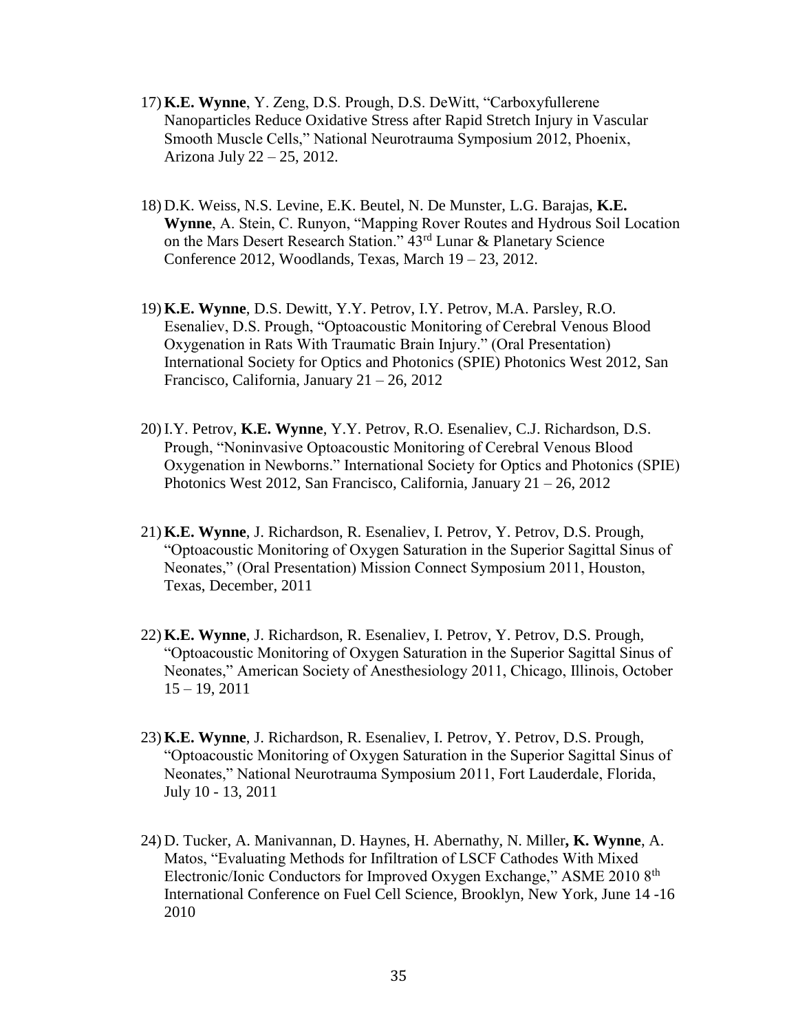17) **K.E. Wynne**, Y. Zeng, D.S. Prough, D.S. DeWitt, "Carboxyfullerene Nanoparticles Reduce Oxidative Stress after Rapid Stretch Injury in Vascular Smooth Muscle Cells," National Neurotrauma Symposium 2012, Phoenix, Arizona July 22 – 25, 2012.

18) D.K. Weiss, N.S. Levine, E.K. Beutel, N. De Munster, L.G. Barajas, **K.E. Wynne**, A. Stein, C. Runyon, "Mapping Rover Routes and Hydrous Soil Location on the Mars Desert Research Station." 43rd Lunar & Planetary Science Conference 2012, Woodlands, Texas, March 19 – 23, 2012.

19) **K.E. Wynne**, D.S. Dewitt, Y.Y. Petrov, I.Y. Petrov, M.A. Parsley, R.O. Esenaliev, D.S. Prough, "Optoacoustic Monitoring of Cerebral Venous Blood Oxygenation in Rats With Traumatic Brain Injury." (Oral Presentation) International Society for Optics and Photonics (SPIE) Photonics West 2012, San Francisco, California, January 21 – 26, 2012

20) I.Y. Petrov, **K.E. Wynne**, Y.Y. Petrov, R.O. Esenaliev, C.J. Richardson, D.S. Prough, "Noninvasive Optoacoustic Monitoring of Cerebral Venous Blood Oxygenation in Newborns." International Society for Optics and Photonics (SPIE) Photonics West 2012, San Francisco, California, January 21 – 26, 2012

21) **K.E. Wynne**, J. Richardson, R. Esenaliev, I. Petrov, Y. Petrov, D.S. Prough, "Optoacoustic Monitoring of Oxygen Saturation in the Superior Sagittal Sinus of Neonates," (Oral Presentation) Mission Connect Symposium 2011, Houston, Texas, December, 2011

22) **K.E. Wynne**, J. Richardson, R. Esenaliev, I. Petrov, Y. Petrov, D.S. Prough, "Optoacoustic Monitoring of Oxygen Saturation in the Superior Sagittal Sinus of Neonates," American Society of Anesthesiology 2011, Chicago, Illinois, October 15 – 19, 2011

23) **K.E. Wynne**, J. Richardson, R. Esenaliev, I. Petrov, Y. Petrov, D.S. Prough, "Optoacoustic Monitoring of Oxygen Saturation in the Superior Sagittal Sinus of Neonates," National Neurotrauma Symposium 2011, Fort Lauderdale, Florida, July 10 - 13, 2011

24) D. Tucker, A. Manivannan, D. Haynes, H. Abernathy, N. Miller**, K. Wynne**, A. Matos, "Evaluating Methods for Infiltration of LSCF Cathodes With Mixed Electronic/Ionic Conductors for Improved Oxygen Exchange," ASME 2010 8th International Conference on Fuel Cell Science, Brooklyn, New York, June 14 -16 2010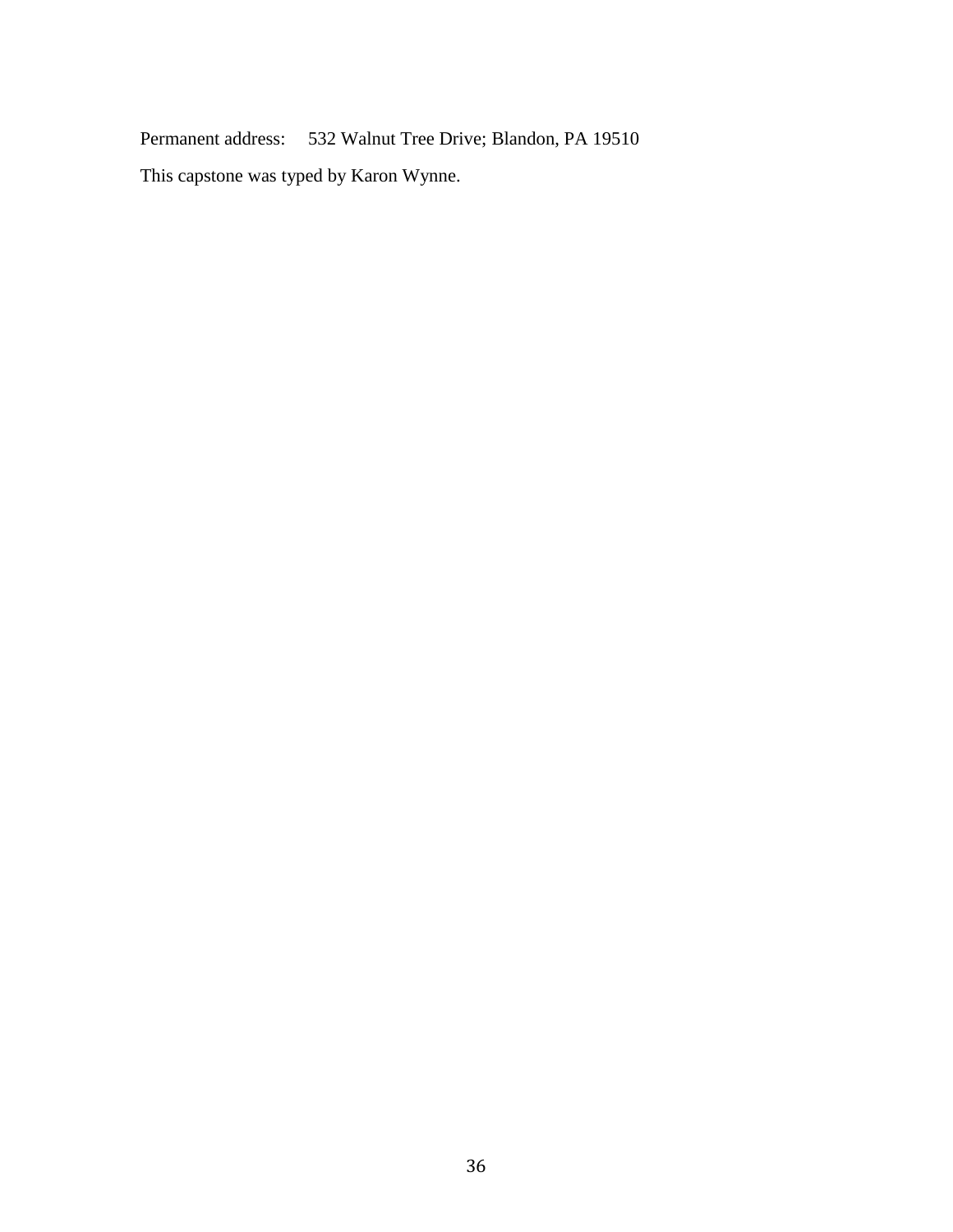Permanent address: 532 Walnut Tree Drive; Blandon, PA 19510

This capstone was typed by Karon Wynne.